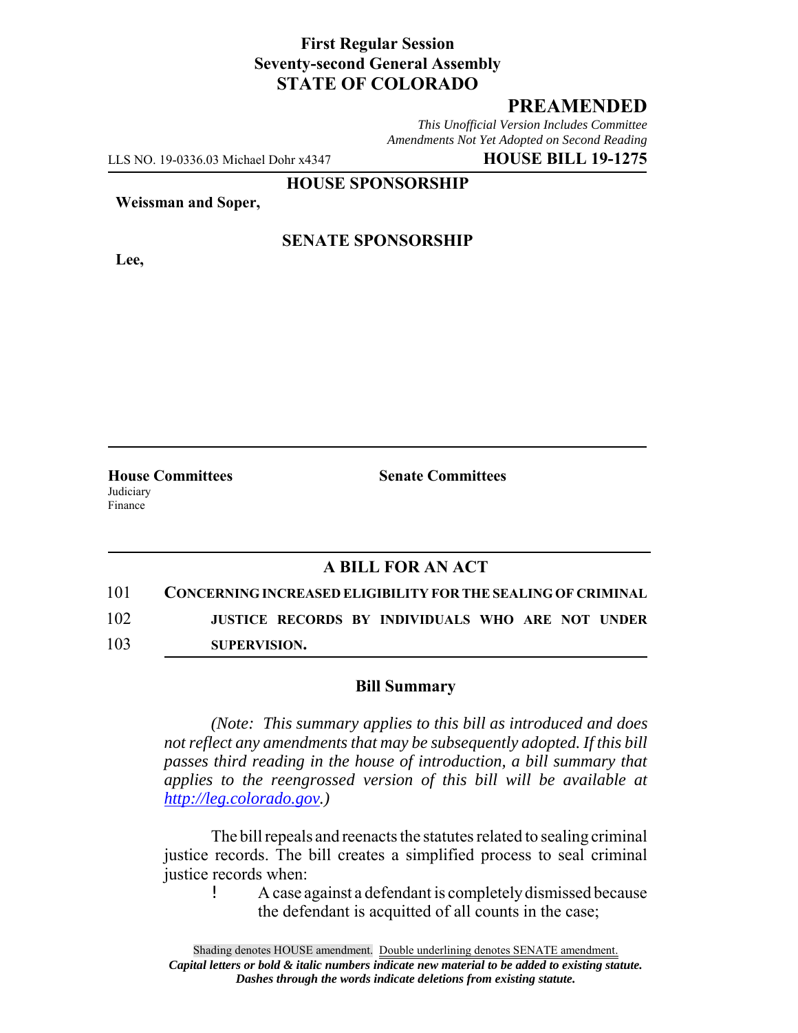**First Regular Session**
**Seventy-second General Assembly**
**STATE OF COLORADO**

## PREAMENDED

*This Unofficial Version Includes Committee Amendments Not Yet Adopted on Second Reading*

LLS NO. 19-0336.03 Michael Dohr x4347 **HOUSE BILL 19-1275**

**HOUSE SPONSORSHIP**

**Weissman and Soper,**

**SENATE SPONSORSHIP**

**Lee,**

**House Committees**
Judiciary
Finance

**Senate Committees**

## A BILL FOR AN ACT

101 **CONCERNING INCREASED ELIGIBILITY FOR THE SEALING OF CRIMINAL**
102 **JUSTICE RECORDS BY INDIVIDUALS WHO ARE NOT UNDER**
103 **SUPERVISION.**

### Bill Summary

*(Note: This summary applies to this bill as introduced and does not reflect any amendments that may be subsequently adopted. If this bill passes third reading in the house of introduction, a bill summary that applies to the reengrossed version of this bill will be available at http://leg.colorado.gov.)*

The bill repeals and reenacts the statutes related to sealing criminal justice records. The bill creates a simplified process to seal criminal justice records when:

! A case against a defendant is completely dismissed because the defendant is acquitted of all counts in the case;

Shading denotes HOUSE amendment. Double underlining denotes SENATE amendment.
*Capital letters or bold & italic numbers indicate new material to be added to existing statute.*
*Dashes through the words indicate deletions from existing statute.*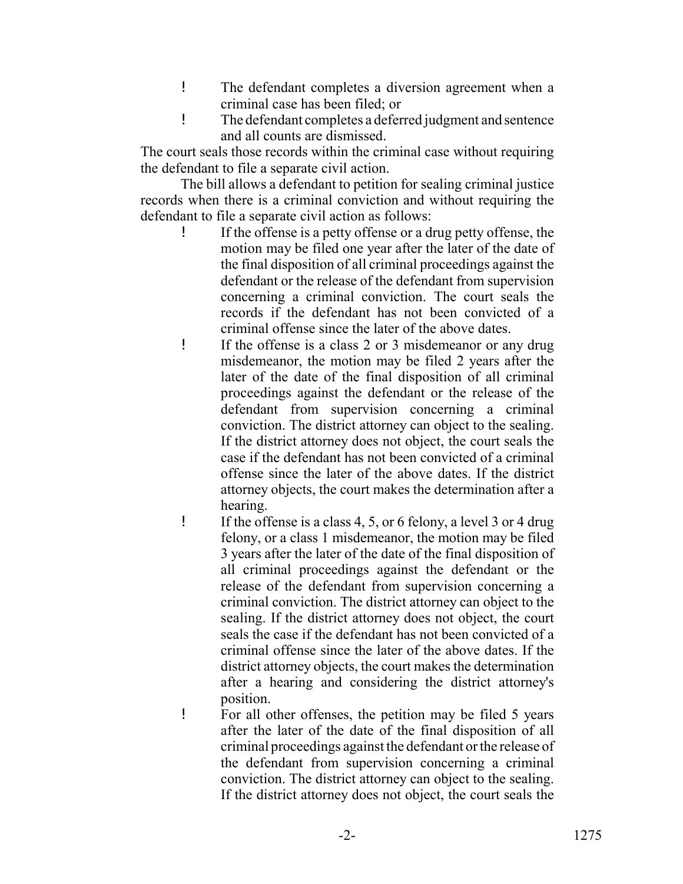- The defendant completes a diversion agreement when a criminal case has been filed; or
- The defendant completes a deferred judgment and sentence and all counts are dismissed.

The court seals those records within the criminal case without requiring the defendant to file a separate civil action.

The bill allows a defendant to petition for sealing criminal justice records when there is a criminal conviction and without requiring the defendant to file a separate civil action as follows:

- If the offense is a petty offense or a drug petty offense, the motion may be filed one year after the later of the date of the final disposition of all criminal proceedings against the defendant or the release of the defendant from supervision concerning a criminal conviction. The court seals the records if the defendant has not been convicted of a criminal offense since the later of the above dates.
- If the offense is a class 2 or 3 misdemeanor or any drug misdemeanor, the motion may be filed 2 years after the later of the date of the final disposition of all criminal proceedings against the defendant or the release of the defendant from supervision concerning a criminal conviction. The district attorney can object to the sealing. If the district attorney does not object, the court seals the case if the defendant has not been convicted of a criminal offense since the later of the above dates. If the district attorney objects, the court makes the determination after a hearing.
- If the offense is a class 4, 5, or 6 felony, a level 3 or 4 drug felony, or a class 1 misdemeanor, the motion may be filed 3 years after the later of the date of the final disposition of all criminal proceedings against the defendant or the release of the defendant from supervision concerning a criminal conviction. The district attorney can object to the sealing. If the district attorney does not object, the court seals the case if the defendant has not been convicted of a criminal offense since the later of the above dates. If the district attorney objects, the court makes the determination after a hearing and considering the district attorney's position.
- For all other offenses, the petition may be filed 5 years after the later of the date of the final disposition of all criminal proceedings against the defendant or the release of the defendant from supervision concerning a criminal conviction. The district attorney can object to the sealing. If the district attorney does not object, the court seals the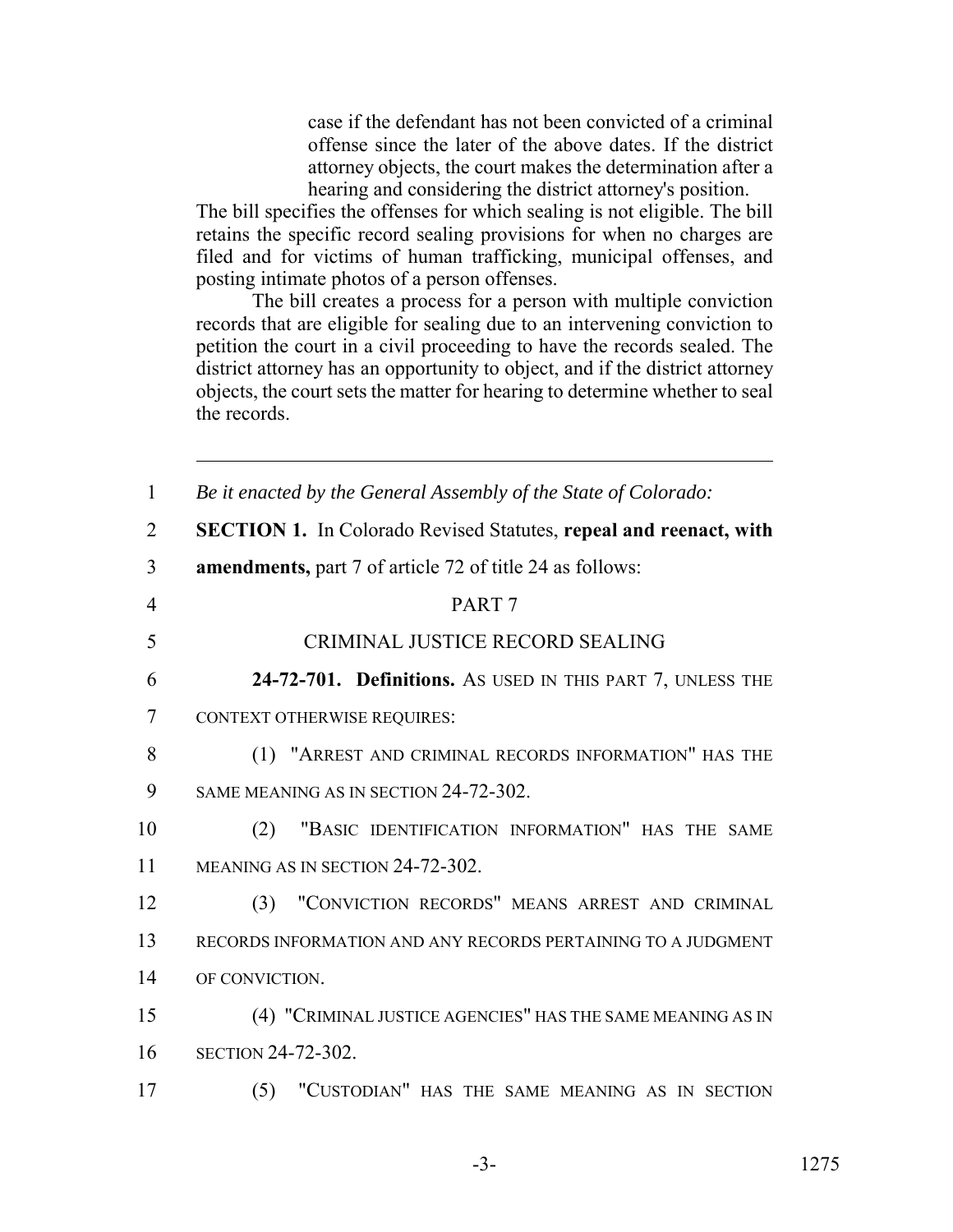case if the defendant has not been convicted of a criminal offense since the later of the above dates. If the district attorney objects, the court makes the determination after a hearing and considering the district attorney's position.

The bill specifies the offenses for which sealing is not eligible. The bill retains the specific record sealing provisions for when no charges are filed and for victims of human trafficking, municipal offenses, and posting intimate photos of a person offenses.

The bill creates a process for a person with multiple conviction records that are eligible for sealing due to an intervening conviction to petition the court in a civil proceeding to have the records sealed. The district attorney has an opportunity to object, and if the district attorney objects, the court sets the matter for hearing to determine whether to seal the records.

---

1 *Be it enacted by the General Assembly of the State of Colorado:*

2 **SECTION 1.** In Colorado Revised Statutes, **repeal and reenact, with**

3 **amendments,** part 7 of article 72 of title 24 as follows:

4 PART 7

5 CRIMINAL JUSTICE RECORD SEALING

6 **24-72-701. Definitions.** AS USED IN THIS PART 7, UNLESS THE

7 CONTEXT OTHERWISE REQUIRES:

8 (1) "ARREST AND CRIMINAL RECORDS INFORMATION" HAS THE

9 SAME MEANING AS IN SECTION 24-72-302.

10 (2) "BASIC IDENTIFICATION INFORMATION" HAS THE SAME

11 MEANING AS IN SECTION 24-72-302.

12 (3) "CONVICTION RECORDS" MEANS ARREST AND CRIMINAL

13 RECORDS INFORMATION AND ANY RECORDS PERTAINING TO A JUDGMENT

14 OF CONVICTION.

15 (4) "CRIMINAL JUSTICE AGENCIES" HAS THE SAME MEANING AS IN

16 SECTION 24-72-302.

17 (5) "CUSTODIAN" HAS THE SAME MEANING AS IN SECTION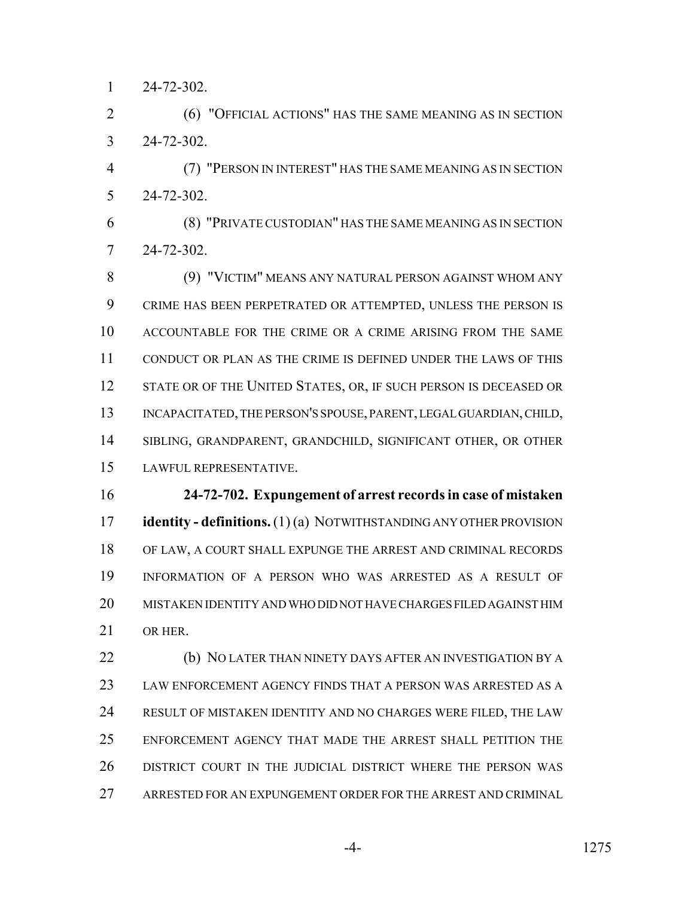24-72-302.

(6) "OFFICIAL ACTIONS" HAS THE SAME MEANING AS IN SECTION 24-72-302.

(7) "PERSON IN INTEREST" HAS THE SAME MEANING AS IN SECTION 24-72-302.

(8) "PRIVATE CUSTODIAN" HAS THE SAME MEANING AS IN SECTION 24-72-302.

(9) "VICTIM" MEANS ANY NATURAL PERSON AGAINST WHOM ANY CRIME HAS BEEN PERPETRATED OR ATTEMPTED, UNLESS THE PERSON IS ACCOUNTABLE FOR THE CRIME OR A CRIME ARISING FROM THE SAME CONDUCT OR PLAN AS THE CRIME IS DEFINED UNDER THE LAWS OF THIS STATE OR OF THE UNITED STATES, OR, IF SUCH PERSON IS DECEASED OR INCAPACITATED, THE PERSON'S SPOUSE, PARENT, LEGAL GUARDIAN, CHILD, SIBLING, GRANDPARENT, GRANDCHILD, SIGNIFICANT OTHER, OR OTHER LAWFUL REPRESENTATIVE.

**24-72-702. Expungement of arrest records in case of mistaken identity - definitions.** (1) (a) NOTWITHSTANDING ANY OTHER PROVISION OF LAW, A COURT SHALL EXPUNGE THE ARREST AND CRIMINAL RECORDS INFORMATION OF A PERSON WHO WAS ARRESTED AS A RESULT OF MISTAKEN IDENTITY AND WHO DID NOT HAVE CHARGES FILED AGAINST HIM OR HER.

(b) NO LATER THAN NINETY DAYS AFTER AN INVESTIGATION BY A LAW ENFORCEMENT AGENCY FINDS THAT A PERSON WAS ARRESTED AS A RESULT OF MISTAKEN IDENTITY AND NO CHARGES WERE FILED, THE LAW ENFORCEMENT AGENCY THAT MADE THE ARREST SHALL PETITION THE DISTRICT COURT IN THE JUDICIAL DISTRICT WHERE THE PERSON WAS ARRESTED FOR AN EXPUNGEMENT ORDER FOR THE ARREST AND CRIMINAL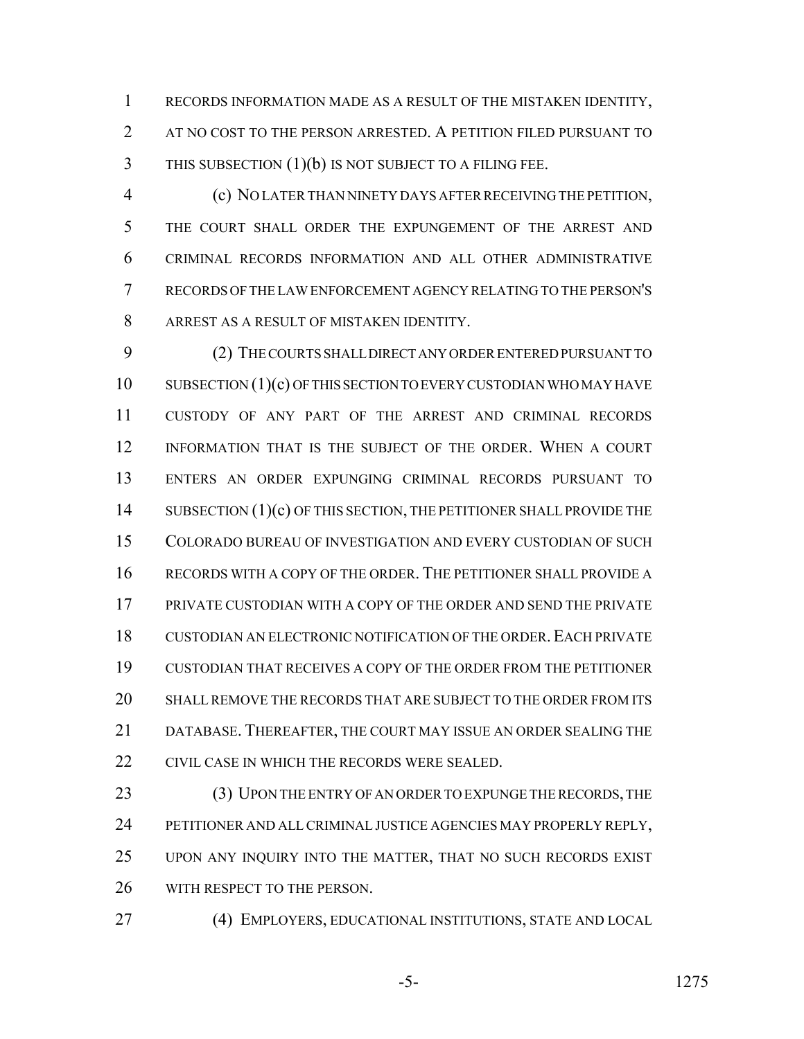RECORDS INFORMATION MADE AS A RESULT OF THE MISTAKEN IDENTITY, AT NO COST TO THE PERSON ARRESTED. A PETITION FILED PURSUANT TO THIS SUBSECTION (1)(b) IS NOT SUBJECT TO A FILING FEE.

(c) NO LATER THAN NINETY DAYS AFTER RECEIVING THE PETITION, THE COURT SHALL ORDER THE EXPUNGEMENT OF THE ARREST AND CRIMINAL RECORDS INFORMATION AND ALL OTHER ADMINISTRATIVE RECORDS OF THE LAW ENFORCEMENT AGENCY RELATING TO THE PERSON'S ARREST AS A RESULT OF MISTAKEN IDENTITY.

(2) THE COURTS SHALL DIRECT ANY ORDER ENTERED PURSUANT TO SUBSECTION (1)(c) OF THIS SECTION TO EVERY CUSTODIAN WHO MAY HAVE CUSTODY OF ANY PART OF THE ARREST AND CRIMINAL RECORDS INFORMATION THAT IS THE SUBJECT OF THE ORDER. WHEN A COURT ENTERS AN ORDER EXPUNGING CRIMINAL RECORDS PURSUANT TO SUBSECTION (1)(c) OF THIS SECTION, THE PETITIONER SHALL PROVIDE THE COLORADO BUREAU OF INVESTIGATION AND EVERY CUSTODIAN OF SUCH RECORDS WITH A COPY OF THE ORDER. THE PETITIONER SHALL PROVIDE A PRIVATE CUSTODIAN WITH A COPY OF THE ORDER AND SEND THE PRIVATE CUSTODIAN AN ELECTRONIC NOTIFICATION OF THE ORDER. EACH PRIVATE CUSTODIAN THAT RECEIVES A COPY OF THE ORDER FROM THE PETITIONER SHALL REMOVE THE RECORDS THAT ARE SUBJECT TO THE ORDER FROM ITS DATABASE. THEREAFTER, THE COURT MAY ISSUE AN ORDER SEALING THE CIVIL CASE IN WHICH THE RECORDS WERE SEALED.

(3) UPON THE ENTRY OF AN ORDER TO EXPUNGE THE RECORDS, THE PETITIONER AND ALL CRIMINAL JUSTICE AGENCIES MAY PROPERLY REPLY, UPON ANY INQUIRY INTO THE MATTER, THAT NO SUCH RECORDS EXIST WITH RESPECT TO THE PERSON.

(4) EMPLOYERS, EDUCATIONAL INSTITUTIONS, STATE AND LOCAL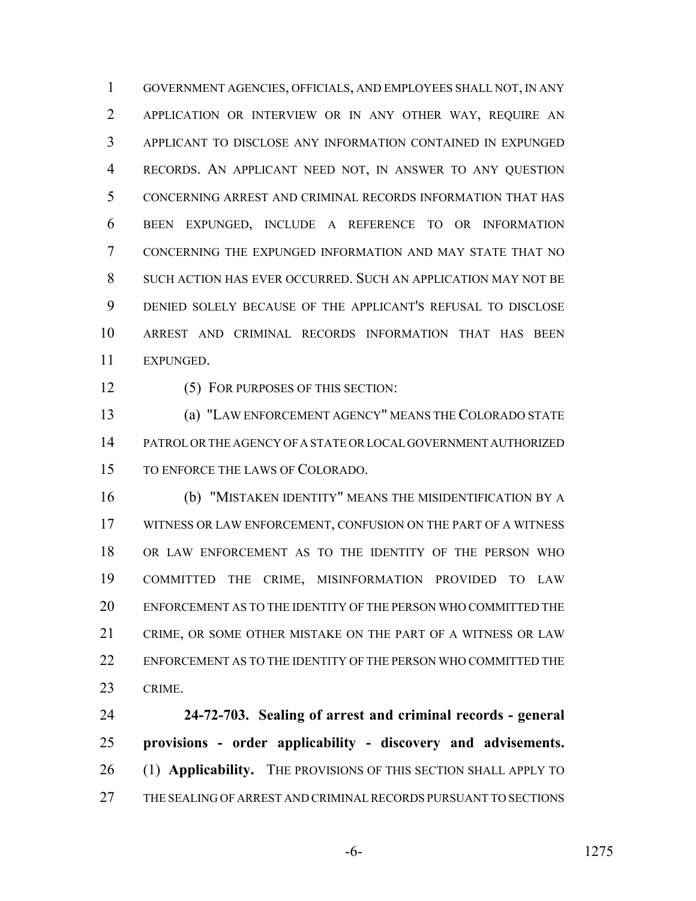GOVERNMENT AGENCIES, OFFICIALS, AND EMPLOYEES SHALL NOT, IN ANY APPLICATION OR INTERVIEW OR IN ANY OTHER WAY, REQUIRE AN APPLICANT TO DISCLOSE ANY INFORMATION CONTAINED IN EXPUNGED RECORDS. AN APPLICANT NEED NOT, IN ANSWER TO ANY QUESTION CONCERNING ARREST AND CRIMINAL RECORDS INFORMATION THAT HAS BEEN EXPUNGED, INCLUDE A REFERENCE TO OR INFORMATION CONCERNING THE EXPUNGED INFORMATION AND MAY STATE THAT NO SUCH ACTION HAS EVER OCCURRED. SUCH AN APPLICATION MAY NOT BE DENIED SOLELY BECAUSE OF THE APPLICANT'S REFUSAL TO DISCLOSE ARREST AND CRIMINAL RECORDS INFORMATION THAT HAS BEEN EXPUNGED.

(5) FOR PURPOSES OF THIS SECTION:

(a) "LAW ENFORCEMENT AGENCY" MEANS THE COLORADO STATE PATROL OR THE AGENCY OF A STATE OR LOCAL GOVERNMENT AUTHORIZED TO ENFORCE THE LAWS OF COLORADO.

(b) "MISTAKEN IDENTITY" MEANS THE MISIDENTIFICATION BY A WITNESS OR LAW ENFORCEMENT, CONFUSION ON THE PART OF A WITNESS OR LAW ENFORCEMENT AS TO THE IDENTITY OF THE PERSON WHO COMMITTED THE CRIME, MISINFORMATION PROVIDED TO LAW ENFORCEMENT AS TO THE IDENTITY OF THE PERSON WHO COMMITTED THE CRIME, OR SOME OTHER MISTAKE ON THE PART OF A WITNESS OR LAW ENFORCEMENT AS TO THE IDENTITY OF THE PERSON WHO COMMITTED THE CRIME.

**24-72-703. Sealing of arrest and criminal records - general provisions - order applicability - discovery and advisements.** (1) **Applicability.** THE PROVISIONS OF THIS SECTION SHALL APPLY TO THE SEALING OF ARREST AND CRIMINAL RECORDS PURSUANT TO SECTIONS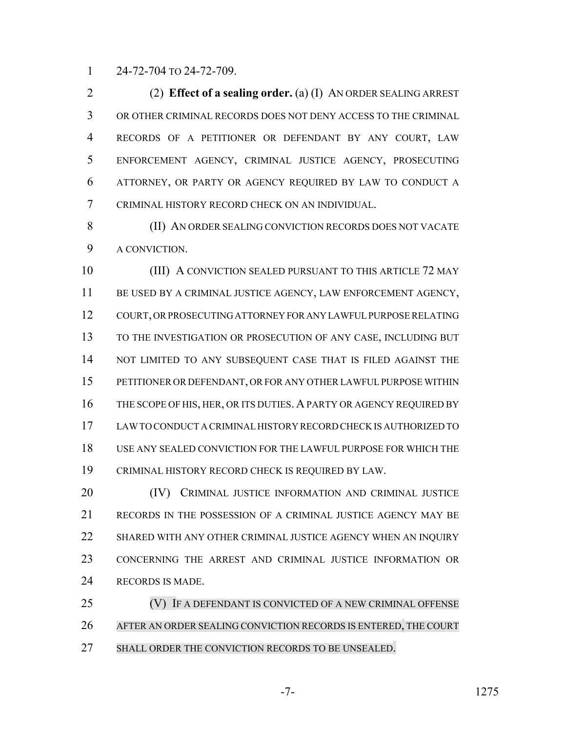24-72-704 TO 24-72-709.

(2) **Effect of a sealing order.** (a) (I) AN ORDER SEALING ARREST OR OTHER CRIMINAL RECORDS DOES NOT DENY ACCESS TO THE CRIMINAL RECORDS OF A PETITIONER OR DEFENDANT BY ANY COURT, LAW ENFORCEMENT AGENCY, CRIMINAL JUSTICE AGENCY, PROSECUTING ATTORNEY, OR PARTY OR AGENCY REQUIRED BY LAW TO CONDUCT A CRIMINAL HISTORY RECORD CHECK ON AN INDIVIDUAL.

(II) AN ORDER SEALING CONVICTION RECORDS DOES NOT VACATE A CONVICTION.

(III) A CONVICTION SEALED PURSUANT TO THIS ARTICLE 72 MAY BE USED BY A CRIMINAL JUSTICE AGENCY, LAW ENFORCEMENT AGENCY, COURT, OR PROSECUTING ATTORNEY FOR ANY LAWFUL PURPOSE RELATING TO THE INVESTIGATION OR PROSECUTION OF ANY CASE, INCLUDING BUT NOT LIMITED TO ANY SUBSEQUENT CASE THAT IS FILED AGAINST THE PETITIONER OR DEFENDANT, OR FOR ANY OTHER LAWFUL PURPOSE WITHIN THE SCOPE OF HIS, HER, OR ITS DUTIES. A PARTY OR AGENCY REQUIRED BY LAW TO CONDUCT A CRIMINAL HISTORY RECORD CHECK IS AUTHORIZED TO USE ANY SEALED CONVICTION FOR THE LAWFUL PURPOSE FOR WHICH THE CRIMINAL HISTORY RECORD CHECK IS REQUIRED BY LAW.

(IV) CRIMINAL JUSTICE INFORMATION AND CRIMINAL JUSTICE RECORDS IN THE POSSESSION OF A CRIMINAL JUSTICE AGENCY MAY BE SHARED WITH ANY OTHER CRIMINAL JUSTICE AGENCY WHEN AN INQUIRY CONCERNING THE ARREST AND CRIMINAL JUSTICE INFORMATION OR RECORDS IS MADE.

(V) IF A DEFENDANT IS CONVICTED OF A NEW CRIMINAL OFFENSE AFTER AN ORDER SEALING CONVICTION RECORDS IS ENTERED, THE COURT SHALL ORDER THE CONVICTION RECORDS TO BE UNSEALED.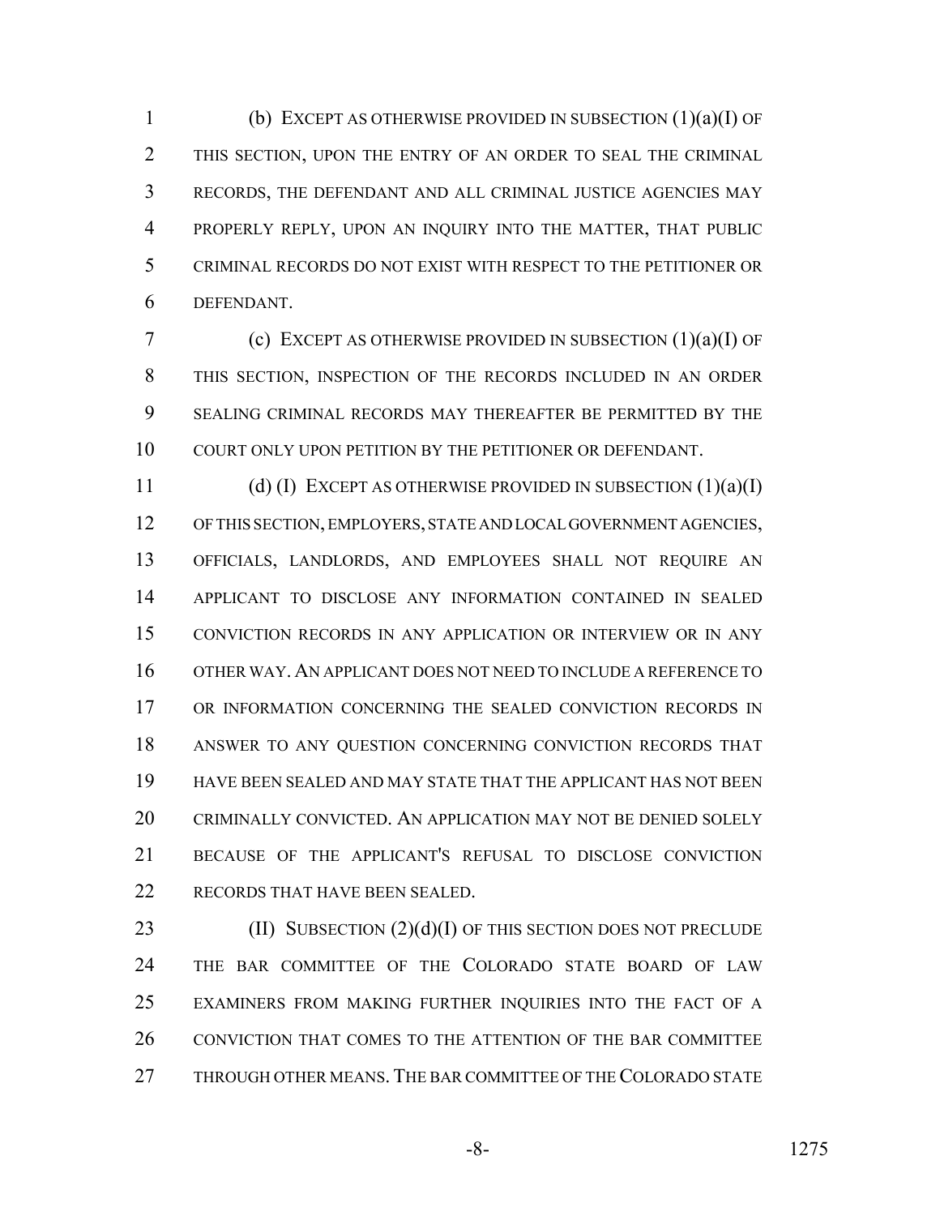(b) EXCEPT AS OTHERWISE PROVIDED IN SUBSECTION (1)(a)(I) OF THIS SECTION, UPON THE ENTRY OF AN ORDER TO SEAL THE CRIMINAL RECORDS, THE DEFENDANT AND ALL CRIMINAL JUSTICE AGENCIES MAY PROPERLY REPLY, UPON AN INQUIRY INTO THE MATTER, THAT PUBLIC CRIMINAL RECORDS DO NOT EXIST WITH RESPECT TO THE PETITIONER OR DEFENDANT.

(c) EXCEPT AS OTHERWISE PROVIDED IN SUBSECTION (1)(a)(I) OF THIS SECTION, INSPECTION OF THE RECORDS INCLUDED IN AN ORDER SEALING CRIMINAL RECORDS MAY THEREAFTER BE PERMITTED BY THE COURT ONLY UPON PETITION BY THE PETITIONER OR DEFENDANT.

(d) (I) EXCEPT AS OTHERWISE PROVIDED IN SUBSECTION (1)(a)(I) OF THIS SECTION, EMPLOYERS, STATE AND LOCAL GOVERNMENT AGENCIES, OFFICIALS, LANDLORDS, AND EMPLOYEES SHALL NOT REQUIRE AN APPLICANT TO DISCLOSE ANY INFORMATION CONTAINED IN SEALED CONVICTION RECORDS IN ANY APPLICATION OR INTERVIEW OR IN ANY OTHER WAY. AN APPLICANT DOES NOT NEED TO INCLUDE A REFERENCE TO OR INFORMATION CONCERNING THE SEALED CONVICTION RECORDS IN ANSWER TO ANY QUESTION CONCERNING CONVICTION RECORDS THAT HAVE BEEN SEALED AND MAY STATE THAT THE APPLICANT HAS NOT BEEN CRIMINALLY CONVICTED. AN APPLICATION MAY NOT BE DENIED SOLELY BECAUSE OF THE APPLICANT'S REFUSAL TO DISCLOSE CONVICTION RECORDS THAT HAVE BEEN SEALED.

(II) SUBSECTION (2)(d)(I) OF THIS SECTION DOES NOT PRECLUDE THE BAR COMMITTEE OF THE COLORADO STATE BOARD OF LAW EXAMINERS FROM MAKING FURTHER INQUIRIES INTO THE FACT OF A CONVICTION THAT COMES TO THE ATTENTION OF THE BAR COMMITTEE THROUGH OTHER MEANS. THE BAR COMMITTEE OF THE COLORADO STATE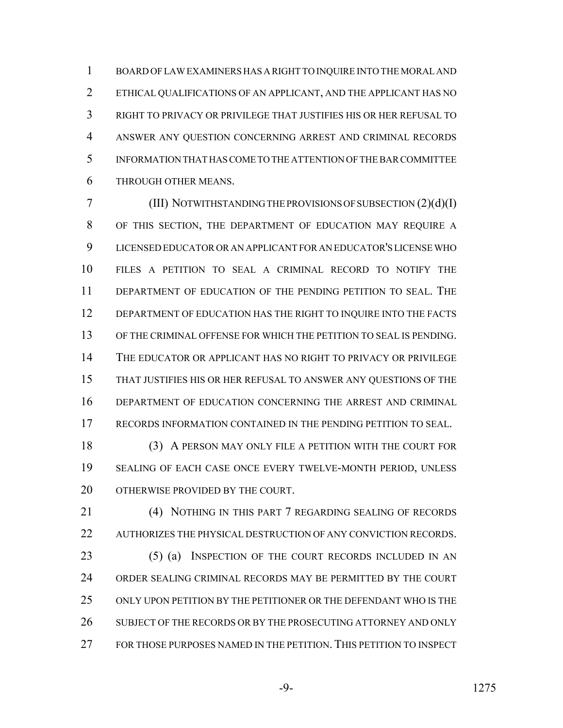BOARD OF LAW EXAMINERS HAS A RIGHT TO INQUIRE INTO THE MORAL AND ETHICAL QUALIFICATIONS OF AN APPLICANT, AND THE APPLICANT HAS NO RIGHT TO PRIVACY OR PRIVILEGE THAT JUSTIFIES HIS OR HER REFUSAL TO ANSWER ANY QUESTION CONCERNING ARREST AND CRIMINAL RECORDS INFORMATION THAT HAS COME TO THE ATTENTION OF THE BAR COMMITTEE THROUGH OTHER MEANS.

(III) NOTWITHSTANDING THE PROVISIONS OF SUBSECTION (2)(d)(I) OF THIS SECTION, THE DEPARTMENT OF EDUCATION MAY REQUIRE A LICENSED EDUCATOR OR AN APPLICANT FOR AN EDUCATOR'S LICENSE WHO FILES A PETITION TO SEAL A CRIMINAL RECORD TO NOTIFY THE DEPARTMENT OF EDUCATION OF THE PENDING PETITION TO SEAL. THE DEPARTMENT OF EDUCATION HAS THE RIGHT TO INQUIRE INTO THE FACTS OF THE CRIMINAL OFFENSE FOR WHICH THE PETITION TO SEAL IS PENDING. THE EDUCATOR OR APPLICANT HAS NO RIGHT TO PRIVACY OR PRIVILEGE THAT JUSTIFIES HIS OR HER REFUSAL TO ANSWER ANY QUESTIONS OF THE DEPARTMENT OF EDUCATION CONCERNING THE ARREST AND CRIMINAL RECORDS INFORMATION CONTAINED IN THE PENDING PETITION TO SEAL.

(3) A PERSON MAY ONLY FILE A PETITION WITH THE COURT FOR SEALING OF EACH CASE ONCE EVERY TWELVE-MONTH PERIOD, UNLESS OTHERWISE PROVIDED BY THE COURT.

(4) NOTHING IN THIS PART 7 REGARDING SEALING OF RECORDS AUTHORIZES THE PHYSICAL DESTRUCTION OF ANY CONVICTION RECORDS.

(5) (a) INSPECTION OF THE COURT RECORDS INCLUDED IN AN ORDER SEALING CRIMINAL RECORDS MAY BE PERMITTED BY THE COURT ONLY UPON PETITION BY THE PETITIONER OR THE DEFENDANT WHO IS THE SUBJECT OF THE RECORDS OR BY THE PROSECUTING ATTORNEY AND ONLY FOR THOSE PURPOSES NAMED IN THE PETITION. THIS PETITION TO INSPECT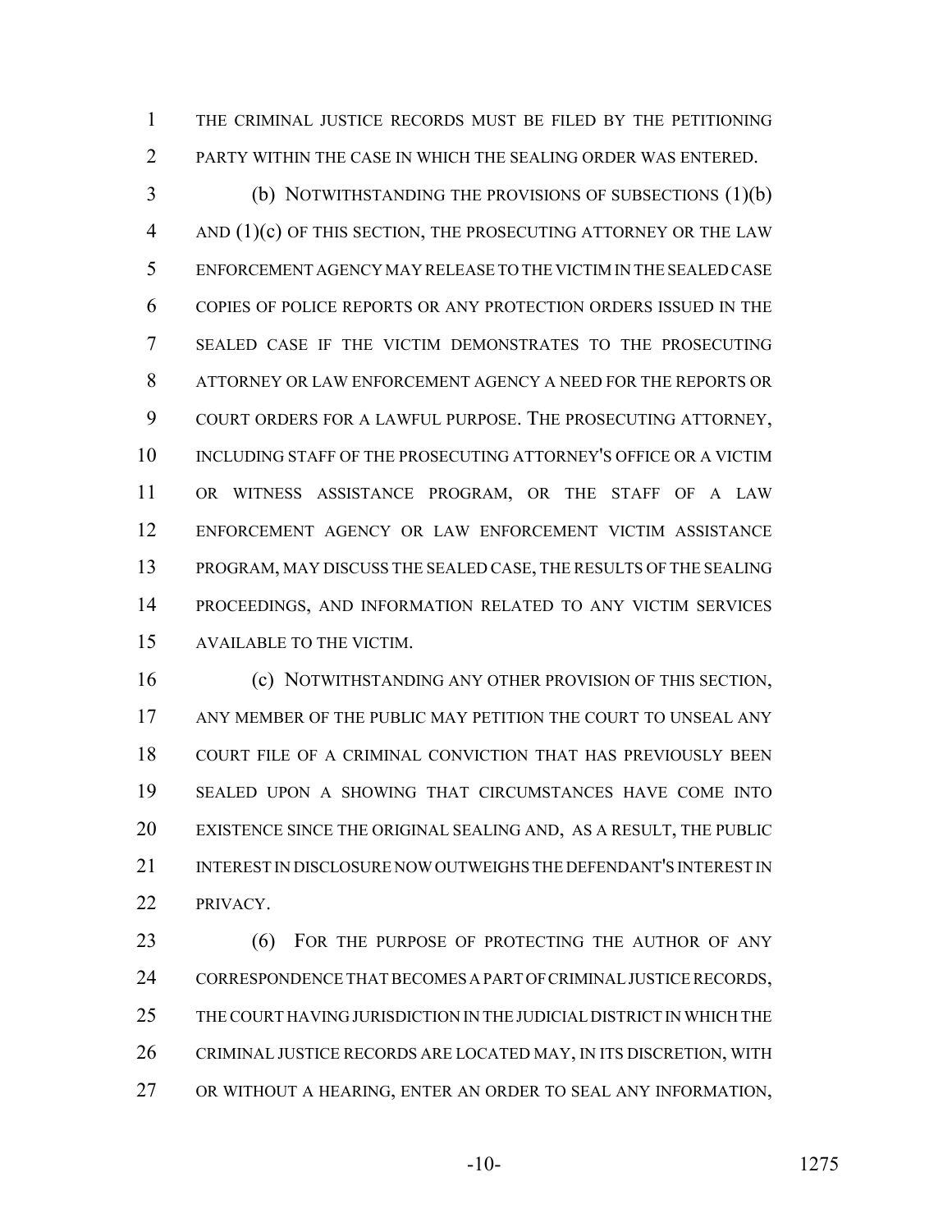THE CRIMINAL JUSTICE RECORDS MUST BE FILED BY THE PETITIONING PARTY WITHIN THE CASE IN WHICH THE SEALING ORDER WAS ENTERED.

(b) NOTWITHSTANDING THE PROVISIONS OF SUBSECTIONS (1)(b) AND (1)(c) OF THIS SECTION, THE PROSECUTING ATTORNEY OR THE LAW ENFORCEMENT AGENCY MAY RELEASE TO THE VICTIM IN THE SEALED CASE COPIES OF POLICE REPORTS OR ANY PROTECTION ORDERS ISSUED IN THE SEALED CASE IF THE VICTIM DEMONSTRATES TO THE PROSECUTING ATTORNEY OR LAW ENFORCEMENT AGENCY A NEED FOR THE REPORTS OR COURT ORDERS FOR A LAWFUL PURPOSE. THE PROSECUTING ATTORNEY, INCLUDING STAFF OF THE PROSECUTING ATTORNEY'S OFFICE OR A VICTIM OR WITNESS ASSISTANCE PROGRAM, OR THE STAFF OF A LAW ENFORCEMENT AGENCY OR LAW ENFORCEMENT VICTIM ASSISTANCE PROGRAM, MAY DISCUSS THE SEALED CASE, THE RESULTS OF THE SEALING PROCEEDINGS, AND INFORMATION RELATED TO ANY VICTIM SERVICES AVAILABLE TO THE VICTIM.

(c) NOTWITHSTANDING ANY OTHER PROVISION OF THIS SECTION, ANY MEMBER OF THE PUBLIC MAY PETITION THE COURT TO UNSEAL ANY COURT FILE OF A CRIMINAL CONVICTION THAT HAS PREVIOUSLY BEEN SEALED UPON A SHOWING THAT CIRCUMSTANCES HAVE COME INTO EXISTENCE SINCE THE ORIGINAL SEALING AND, AS A RESULT, THE PUBLIC INTEREST IN DISCLOSURE NOW OUTWEIGHS THE DEFENDANT'S INTEREST IN PRIVACY.

(6) FOR THE PURPOSE OF PROTECTING THE AUTHOR OF ANY CORRESPONDENCE THAT BECOMES A PART OF CRIMINAL JUSTICE RECORDS, THE COURT HAVING JURISDICTION IN THE JUDICIAL DISTRICT IN WHICH THE CRIMINAL JUSTICE RECORDS ARE LOCATED MAY, IN ITS DISCRETION, WITH OR WITHOUT A HEARING, ENTER AN ORDER TO SEAL ANY INFORMATION,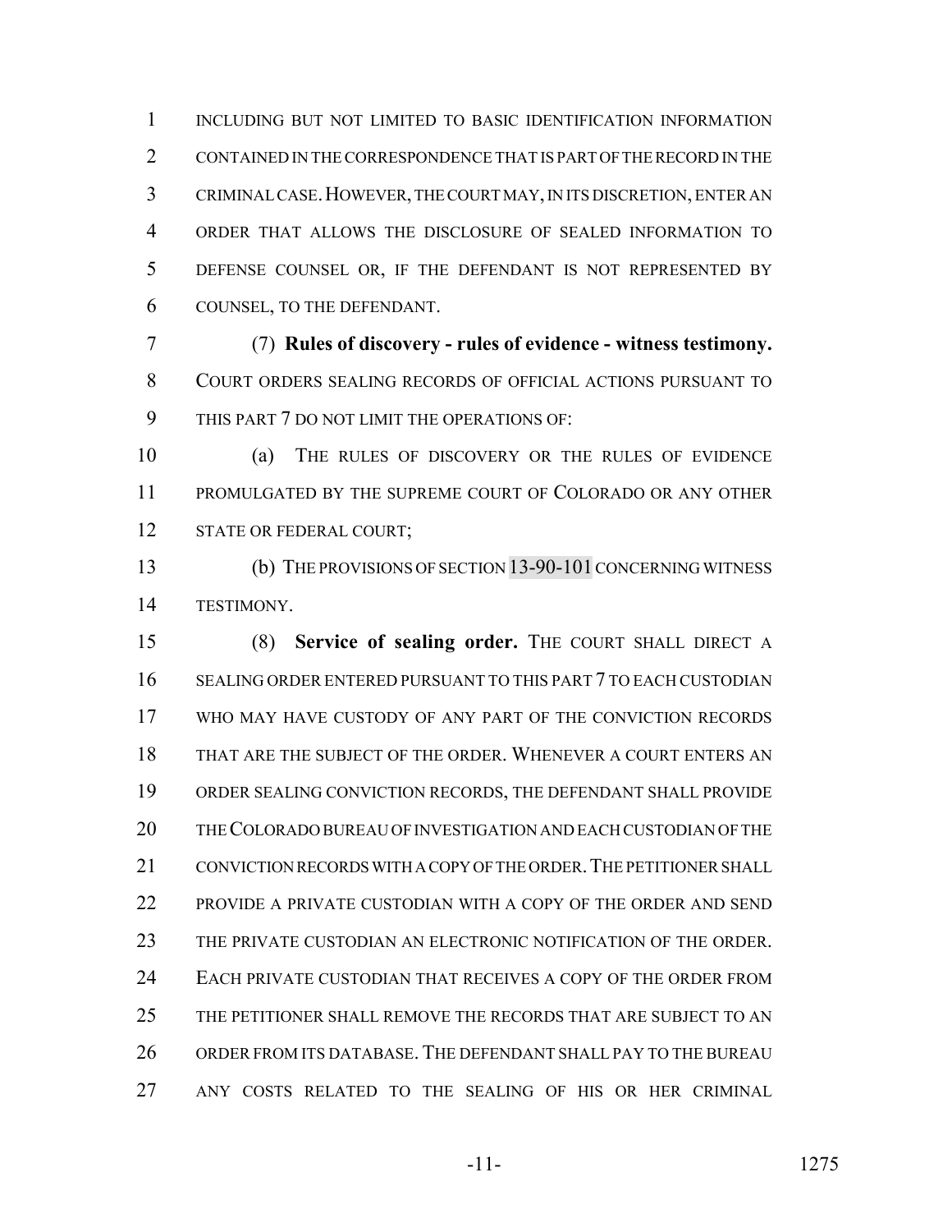INCLUDING BUT NOT LIMITED TO BASIC IDENTIFICATION INFORMATION CONTAINED IN THE CORRESPONDENCE THAT IS PART OF THE RECORD IN THE CRIMINAL CASE. HOWEVER, THE COURT MAY, IN ITS DISCRETION, ENTER AN ORDER THAT ALLOWS THE DISCLOSURE OF SEALED INFORMATION TO DEFENSE COUNSEL OR, IF THE DEFENDANT IS NOT REPRESENTED BY COUNSEL, TO THE DEFENDANT.

(7) **Rules of discovery - rules of evidence - witness testimony.** COURT ORDERS SEALING RECORDS OF OFFICIAL ACTIONS PURSUANT TO THIS PART 7 DO NOT LIMIT THE OPERATIONS OF:

(a) THE RULES OF DISCOVERY OR THE RULES OF EVIDENCE PROMULGATED BY THE SUPREME COURT OF COLORADO OR ANY OTHER STATE OR FEDERAL COURT;

(b) THE PROVISIONS OF SECTION 13-90-101 CONCERNING WITNESS TESTIMONY.

(8) **Service of sealing order.** THE COURT SHALL DIRECT A SEALING ORDER ENTERED PURSUANT TO THIS PART 7 TO EACH CUSTODIAN WHO MAY HAVE CUSTODY OF ANY PART OF THE CONVICTION RECORDS THAT ARE THE SUBJECT OF THE ORDER. WHENEVER A COURT ENTERS AN ORDER SEALING CONVICTION RECORDS, THE DEFENDANT SHALL PROVIDE THE COLORADO BUREAU OF INVESTIGATION AND EACH CUSTODIAN OF THE CONVICTION RECORDS WITH A COPY OF THE ORDER. THE PETITIONER SHALL PROVIDE A PRIVATE CUSTODIAN WITH A COPY OF THE ORDER AND SEND THE PRIVATE CUSTODIAN AN ELECTRONIC NOTIFICATION OF THE ORDER. EACH PRIVATE CUSTODIAN THAT RECEIVES A COPY OF THE ORDER FROM THE PETITIONER SHALL REMOVE THE RECORDS THAT ARE SUBJECT TO AN ORDER FROM ITS DATABASE. THE DEFENDANT SHALL PAY TO THE BUREAU ANY COSTS RELATED TO THE SEALING OF HIS OR HER CRIMINAL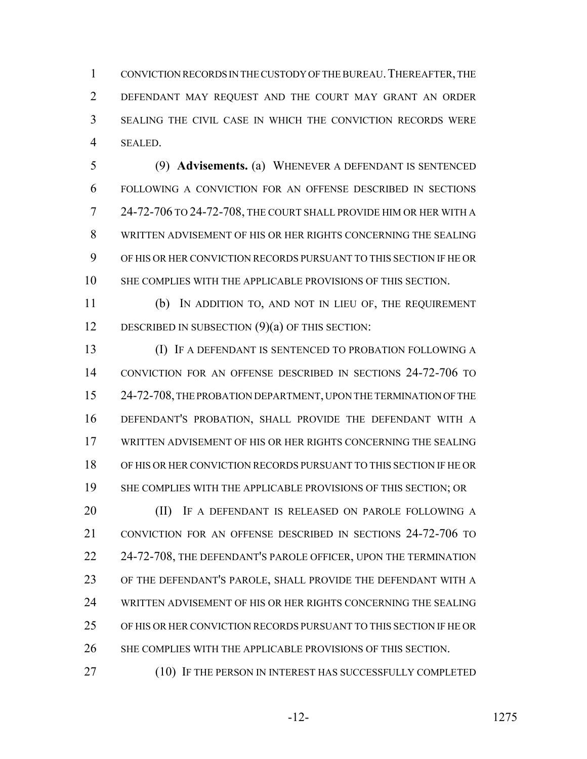CONVICTION RECORDS IN THE CUSTODY OF THE BUREAU. THEREAFTER, THE DEFENDANT MAY REQUEST AND THE COURT MAY GRANT AN ORDER SEALING THE CIVIL CASE IN WHICH THE CONVICTION RECORDS WERE SEALED.

(9) **Advisements.** (a) WHENEVER A DEFENDANT IS SENTENCED FOLLOWING A CONVICTION FOR AN OFFENSE DESCRIBED IN SECTIONS 24-72-706 TO 24-72-708, THE COURT SHALL PROVIDE HIM OR HER WITH A WRITTEN ADVISEMENT OF HIS OR HER RIGHTS CONCERNING THE SEALING OF HIS OR HER CONVICTION RECORDS PURSUANT TO THIS SECTION IF HE OR SHE COMPLIES WITH THE APPLICABLE PROVISIONS OF THIS SECTION.

(b) IN ADDITION TO, AND NOT IN LIEU OF, THE REQUIREMENT DESCRIBED IN SUBSECTION (9)(a) OF THIS SECTION:

(I) IF A DEFENDANT IS SENTENCED TO PROBATION FOLLOWING A CONVICTION FOR AN OFFENSE DESCRIBED IN SECTIONS 24-72-706 TO 24-72-708, THE PROBATION DEPARTMENT, UPON THE TERMINATION OF THE DEFENDANT'S PROBATION, SHALL PROVIDE THE DEFENDANT WITH A WRITTEN ADVISEMENT OF HIS OR HER RIGHTS CONCERNING THE SEALING OF HIS OR HER CONVICTION RECORDS PURSUANT TO THIS SECTION IF HE OR SHE COMPLIES WITH THE APPLICABLE PROVISIONS OF THIS SECTION; OR

(II) IF A DEFENDANT IS RELEASED ON PAROLE FOLLOWING A CONVICTION FOR AN OFFENSE DESCRIBED IN SECTIONS 24-72-706 TO 24-72-708, THE DEFENDANT'S PAROLE OFFICER, UPON THE TERMINATION OF THE DEFENDANT'S PAROLE, SHALL PROVIDE THE DEFENDANT WITH A WRITTEN ADVISEMENT OF HIS OR HER RIGHTS CONCERNING THE SEALING OF HIS OR HER CONVICTION RECORDS PURSUANT TO THIS SECTION IF HE OR SHE COMPLIES WITH THE APPLICABLE PROVISIONS OF THIS SECTION.

(10) IF THE PERSON IN INTEREST HAS SUCCESSFULLY COMPLETED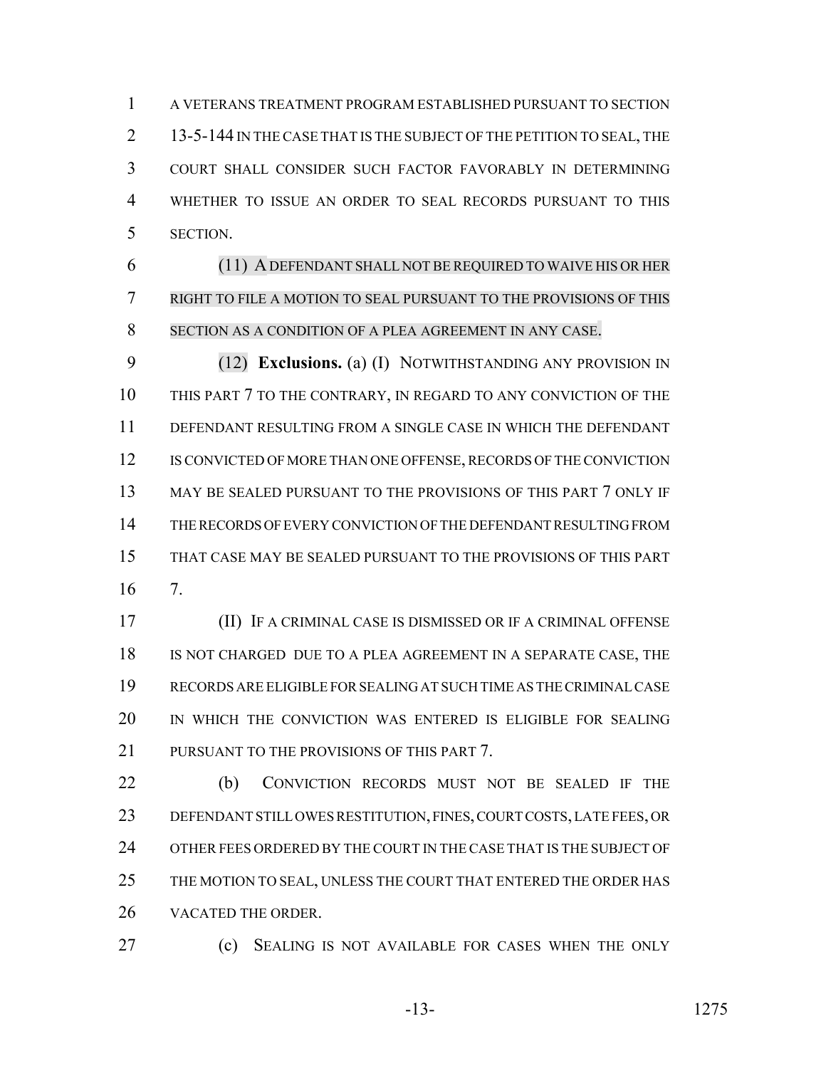A VETERANS TREATMENT PROGRAM ESTABLISHED PURSUANT TO SECTION 13-5-144 IN THE CASE THAT IS THE SUBJECT OF THE PETITION TO SEAL, THE COURT SHALL CONSIDER SUCH FACTOR FAVORABLY IN DETERMINING WHETHER TO ISSUE AN ORDER TO SEAL RECORDS PURSUANT TO THIS SECTION.

(11) A DEFENDANT SHALL NOT BE REQUIRED TO WAIVE HIS OR HER RIGHT TO FILE A MOTION TO SEAL PURSUANT TO THE PROVISIONS OF THIS SECTION AS A CONDITION OF A PLEA AGREEMENT IN ANY CASE.

(12) **Exclusions.** (a) (I) NOTWITHSTANDING ANY PROVISION IN THIS PART 7 TO THE CONTRARY, IN REGARD TO ANY CONVICTION OF THE DEFENDANT RESULTING FROM A SINGLE CASE IN WHICH THE DEFENDANT IS CONVICTED OF MORE THAN ONE OFFENSE, RECORDS OF THE CONVICTION MAY BE SEALED PURSUANT TO THE PROVISIONS OF THIS PART 7 ONLY IF THE RECORDS OF EVERY CONVICTION OF THE DEFENDANT RESULTING FROM THAT CASE MAY BE SEALED PURSUANT TO THE PROVISIONS OF THIS PART 7.

(II) IF A CRIMINAL CASE IS DISMISSED OR IF A CRIMINAL OFFENSE IS NOT CHARGED DUE TO A PLEA AGREEMENT IN A SEPARATE CASE, THE RECORDS ARE ELIGIBLE FOR SEALING AT SUCH TIME AS THE CRIMINAL CASE IN WHICH THE CONVICTION WAS ENTERED IS ELIGIBLE FOR SEALING PURSUANT TO THE PROVISIONS OF THIS PART 7.

(b) CONVICTION RECORDS MUST NOT BE SEALED IF THE DEFENDANT STILL OWES RESTITUTION, FINES, COURT COSTS, LATE FEES, OR OTHER FEES ORDERED BY THE COURT IN THE CASE THAT IS THE SUBJECT OF THE MOTION TO SEAL, UNLESS THE COURT THAT ENTERED THE ORDER HAS VACATED THE ORDER.

(c) SEALING IS NOT AVAILABLE FOR CASES WHEN THE ONLY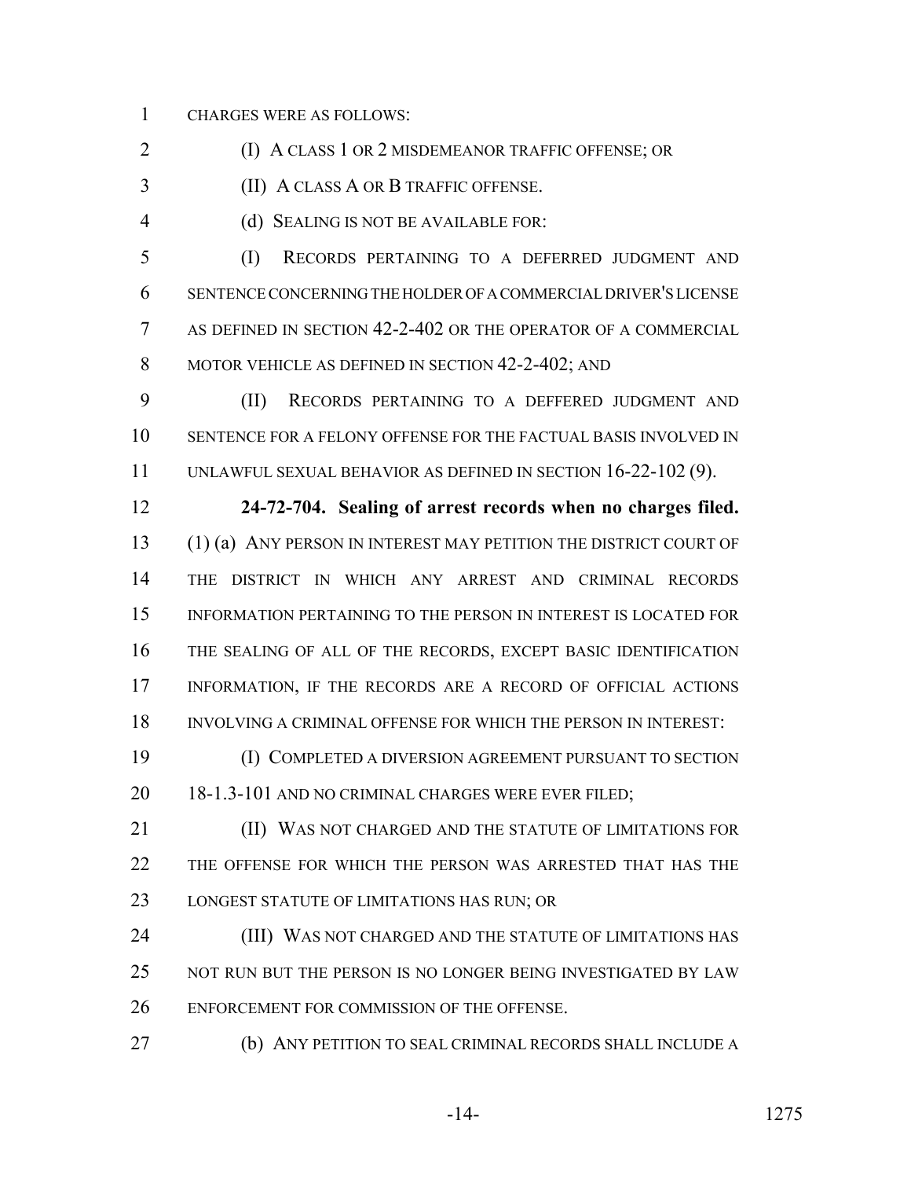CHARGES WERE AS FOLLOWS:

(I) A CLASS 1 OR 2 MISDEMEANOR TRAFFIC OFFENSE; OR

(II) A CLASS A OR B TRAFFIC OFFENSE.

(d) SEALING IS NOT BE AVAILABLE FOR:

(I) RECORDS PERTAINING TO A DEFERRED JUDGMENT AND SENTENCE CONCERNING THE HOLDER OF A COMMERCIAL DRIVER'S LICENSE AS DEFINED IN SECTION 42-2-402 OR THE OPERATOR OF A COMMERCIAL MOTOR VEHICLE AS DEFINED IN SECTION 42-2-402; AND

(II) RECORDS PERTAINING TO A DEFFERED JUDGMENT AND SENTENCE FOR A FELONY OFFENSE FOR THE FACTUAL BASIS INVOLVED IN UNLAWFUL SEXUAL BEHAVIOR AS DEFINED IN SECTION 16-22-102 (9).

**24-72-704. Sealing of arrest records when no charges filed.** (1) (a) ANY PERSON IN INTEREST MAY PETITION THE DISTRICT COURT OF THE DISTRICT IN WHICH ANY ARREST AND CRIMINAL RECORDS INFORMATION PERTAINING TO THE PERSON IN INTEREST IS LOCATED FOR THE SEALING OF ALL OF THE RECORDS, EXCEPT BASIC IDENTIFICATION INFORMATION, IF THE RECORDS ARE A RECORD OF OFFICIAL ACTIONS INVOLVING A CRIMINAL OFFENSE FOR WHICH THE PERSON IN INTEREST:

(I) COMPLETED A DIVERSION AGREEMENT PURSUANT TO SECTION 18-1.3-101 AND NO CRIMINAL CHARGES WERE EVER FILED;

(II) WAS NOT CHARGED AND THE STATUTE OF LIMITATIONS FOR THE OFFENSE FOR WHICH THE PERSON WAS ARRESTED THAT HAS THE LONGEST STATUTE OF LIMITATIONS HAS RUN; OR

(III) WAS NOT CHARGED AND THE STATUTE OF LIMITATIONS HAS NOT RUN BUT THE PERSON IS NO LONGER BEING INVESTIGATED BY LAW ENFORCEMENT FOR COMMISSION OF THE OFFENSE.

(b) ANY PETITION TO SEAL CRIMINAL RECORDS SHALL INCLUDE A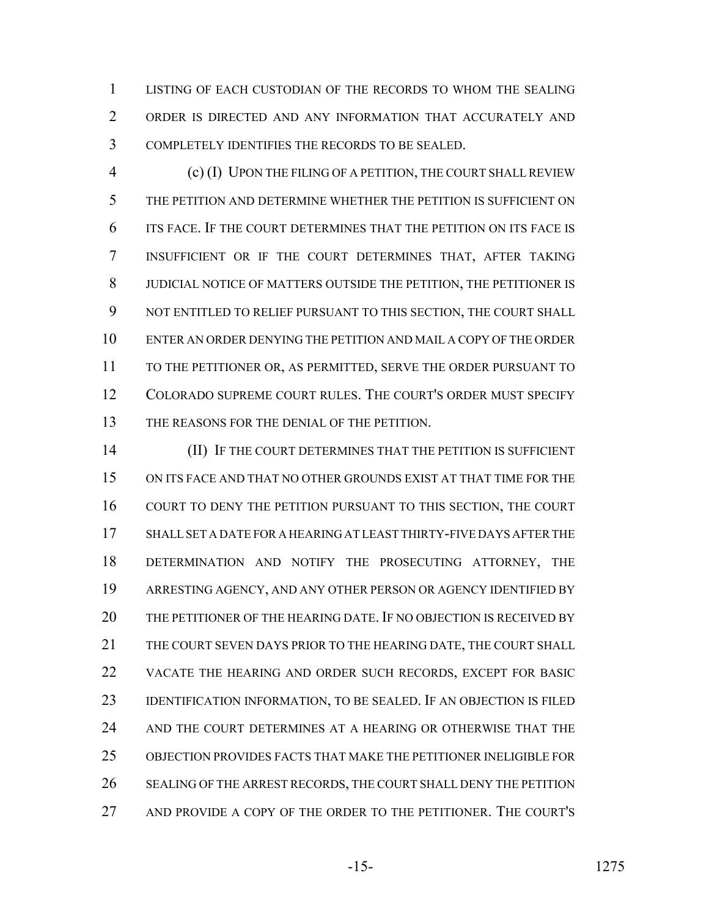LISTING OF EACH CUSTODIAN OF THE RECORDS TO WHOM THE SEALING ORDER IS DIRECTED AND ANY INFORMATION THAT ACCURATELY AND COMPLETELY IDENTIFIES THE RECORDS TO BE SEALED.

(c) (I) UPON THE FILING OF A PETITION, THE COURT SHALL REVIEW THE PETITION AND DETERMINE WHETHER THE PETITION IS SUFFICIENT ON ITS FACE. IF THE COURT DETERMINES THAT THE PETITION ON ITS FACE IS INSUFFICIENT OR IF THE COURT DETERMINES THAT, AFTER TAKING JUDICIAL NOTICE OF MATTERS OUTSIDE THE PETITION, THE PETITIONER IS NOT ENTITLED TO RELIEF PURSUANT TO THIS SECTION, THE COURT SHALL ENTER AN ORDER DENYING THE PETITION AND MAIL A COPY OF THE ORDER TO THE PETITIONER OR, AS PERMITTED, SERVE THE ORDER PURSUANT TO COLORADO SUPREME COURT RULES. THE COURT'S ORDER MUST SPECIFY THE REASONS FOR THE DENIAL OF THE PETITION.

(II) IF THE COURT DETERMINES THAT THE PETITION IS SUFFICIENT ON ITS FACE AND THAT NO OTHER GROUNDS EXIST AT THAT TIME FOR THE COURT TO DENY THE PETITION PURSUANT TO THIS SECTION, THE COURT SHALL SET A DATE FOR A HEARING AT LEAST THIRTY-FIVE DAYS AFTER THE DETERMINATION AND NOTIFY THE PROSECUTING ATTORNEY, THE ARRESTING AGENCY, AND ANY OTHER PERSON OR AGENCY IDENTIFIED BY THE PETITIONER OF THE HEARING DATE. IF NO OBJECTION IS RECEIVED BY THE COURT SEVEN DAYS PRIOR TO THE HEARING DATE, THE COURT SHALL VACATE THE HEARING AND ORDER SUCH RECORDS, EXCEPT FOR BASIC IDENTIFICATION INFORMATION, TO BE SEALED. IF AN OBJECTION IS FILED AND THE COURT DETERMINES AT A HEARING OR OTHERWISE THAT THE OBJECTION PROVIDES FACTS THAT MAKE THE PETITIONER INELIGIBLE FOR SEALING OF THE ARREST RECORDS, THE COURT SHALL DENY THE PETITION AND PROVIDE A COPY OF THE ORDER TO THE PETITIONER. THE COURT'S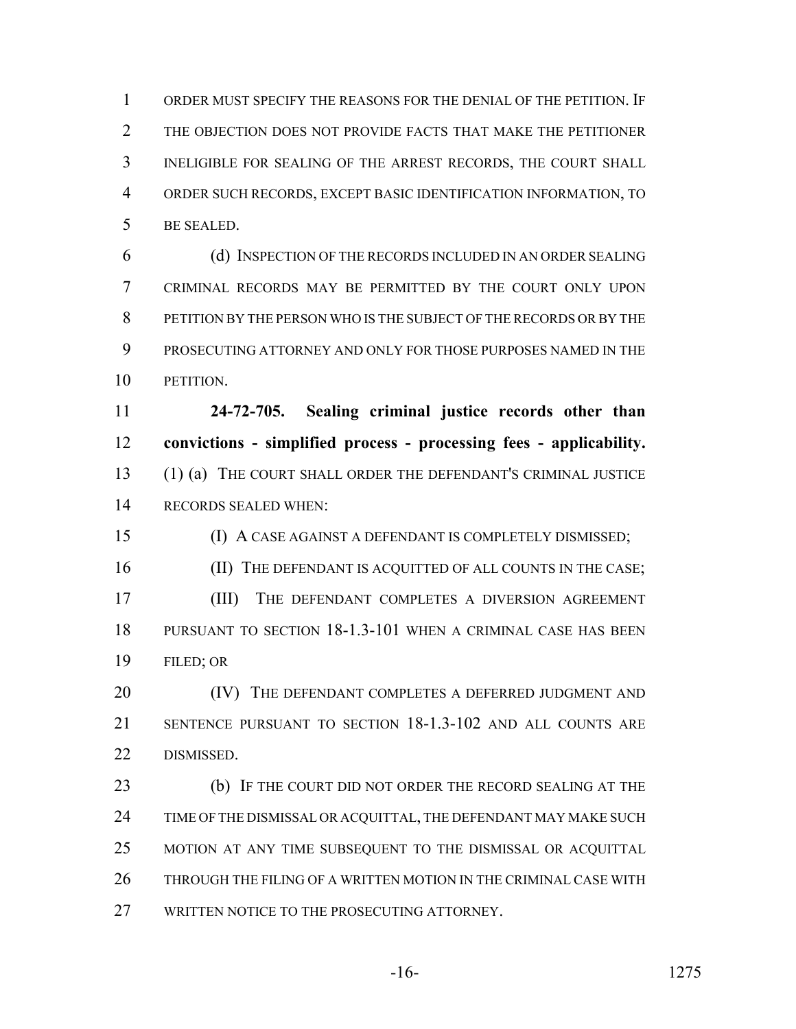ORDER MUST SPECIFY THE REASONS FOR THE DENIAL OF THE PETITION. IF THE OBJECTION DOES NOT PROVIDE FACTS THAT MAKE THE PETITIONER INELIGIBLE FOR SEALING OF THE ARREST RECORDS, THE COURT SHALL ORDER SUCH RECORDS, EXCEPT BASIC IDENTIFICATION INFORMATION, TO BE SEALED.

(d) INSPECTION OF THE RECORDS INCLUDED IN AN ORDER SEALING CRIMINAL RECORDS MAY BE PERMITTED BY THE COURT ONLY UPON PETITION BY THE PERSON WHO IS THE SUBJECT OF THE RECORDS OR BY THE PROSECUTING ATTORNEY AND ONLY FOR THOSE PURPOSES NAMED IN THE PETITION.

**24-72-705. Sealing criminal justice records other than convictions - simplified process - processing fees - applicability.** (1) (a) THE COURT SHALL ORDER THE DEFENDANT'S CRIMINAL JUSTICE RECORDS SEALED WHEN:

(I) A CASE AGAINST A DEFENDANT IS COMPLETELY DISMISSED;

(II) THE DEFENDANT IS ACQUITTED OF ALL COUNTS IN THE CASE;

(III) THE DEFENDANT COMPLETES A DIVERSION AGREEMENT PURSUANT TO SECTION 18-1.3-101 WHEN A CRIMINAL CASE HAS BEEN FILED; OR

(IV) THE DEFENDANT COMPLETES A DEFERRED JUDGMENT AND SENTENCE PURSUANT TO SECTION 18-1.3-102 AND ALL COUNTS ARE DISMISSED.

(b) IF THE COURT DID NOT ORDER THE RECORD SEALING AT THE TIME OF THE DISMISSAL OR ACQUITTAL, THE DEFENDANT MAY MAKE SUCH MOTION AT ANY TIME SUBSEQUENT TO THE DISMISSAL OR ACQUITTAL THROUGH THE FILING OF A WRITTEN MOTION IN THE CRIMINAL CASE WITH WRITTEN NOTICE TO THE PROSECUTING ATTORNEY.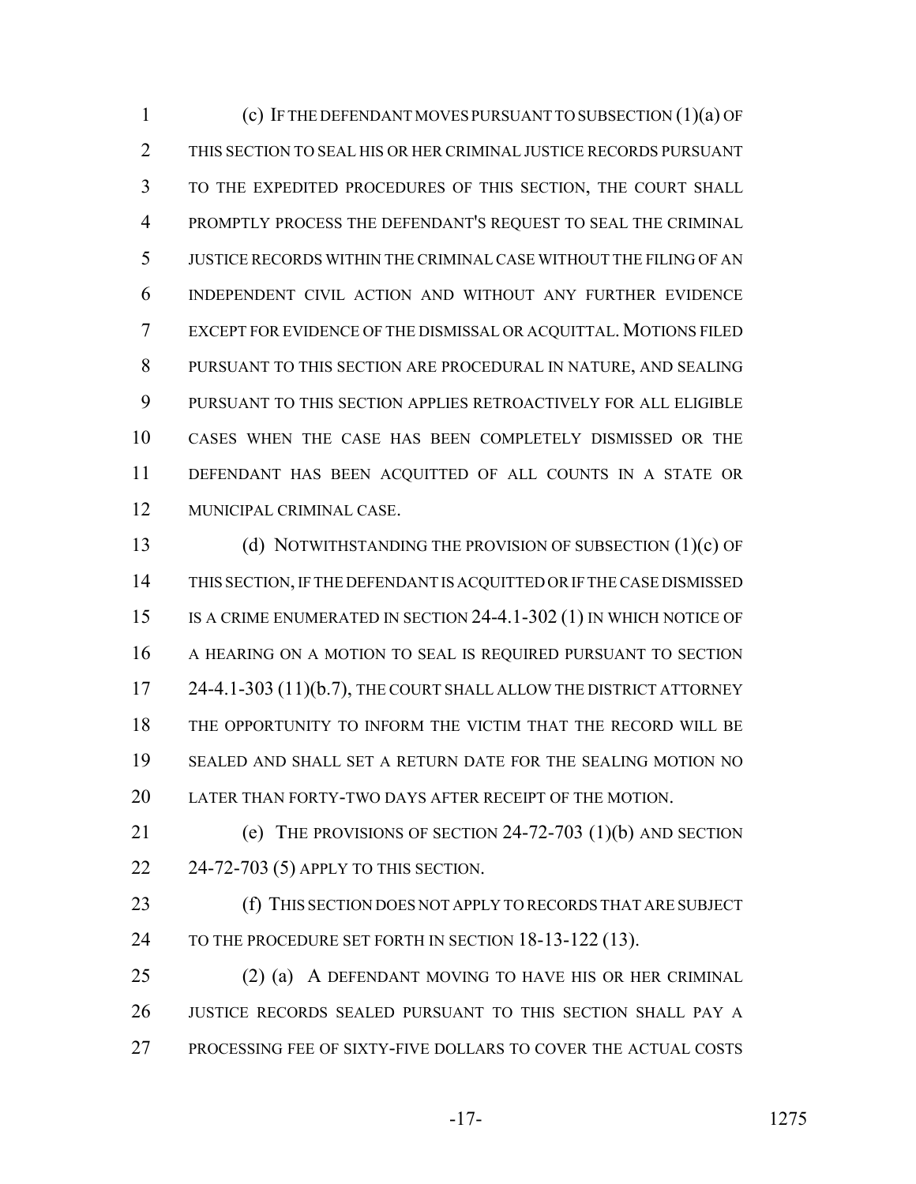(c) IF THE DEFENDANT MOVES PURSUANT TO SUBSECTION (1)(a) OF THIS SECTION TO SEAL HIS OR HER CRIMINAL JUSTICE RECORDS PURSUANT TO THE EXPEDITED PROCEDURES OF THIS SECTION, THE COURT SHALL PROMPTLY PROCESS THE DEFENDANT'S REQUEST TO SEAL THE CRIMINAL JUSTICE RECORDS WITHIN THE CRIMINAL CASE WITHOUT THE FILING OF AN INDEPENDENT CIVIL ACTION AND WITHOUT ANY FURTHER EVIDENCE EXCEPT FOR EVIDENCE OF THE DISMISSAL OR ACQUITTAL. MOTIONS FILED PURSUANT TO THIS SECTION ARE PROCEDURAL IN NATURE, AND SEALING PURSUANT TO THIS SECTION APPLIES RETROACTIVELY FOR ALL ELIGIBLE CASES WHEN THE CASE HAS BEEN COMPLETELY DISMISSED OR THE DEFENDANT HAS BEEN ACQUITTED OF ALL COUNTS IN A STATE OR MUNICIPAL CRIMINAL CASE.

(d) NOTWITHSTANDING THE PROVISION OF SUBSECTION (1)(c) OF THIS SECTION, IF THE DEFENDANT IS ACQUITTED OR IF THE CASE DISMISSED IS A CRIME ENUMERATED IN SECTION 24-4.1-302 (1) IN WHICH NOTICE OF A HEARING ON A MOTION TO SEAL IS REQUIRED PURSUANT TO SECTION 24-4.1-303 (11)(b.7), THE COURT SHALL ALLOW THE DISTRICT ATTORNEY THE OPPORTUNITY TO INFORM THE VICTIM THAT THE RECORD WILL BE SEALED AND SHALL SET A RETURN DATE FOR THE SEALING MOTION NO LATER THAN FORTY-TWO DAYS AFTER RECEIPT OF THE MOTION.

(e) THE PROVISIONS OF SECTION 24-72-703 (1)(b) AND SECTION 24-72-703 (5) APPLY TO THIS SECTION.

(f) THIS SECTION DOES NOT APPLY TO RECORDS THAT ARE SUBJECT TO THE PROCEDURE SET FORTH IN SECTION 18-13-122 (13).

(2) (a) A DEFENDANT MOVING TO HAVE HIS OR HER CRIMINAL JUSTICE RECORDS SEALED PURSUANT TO THIS SECTION SHALL PAY A PROCESSING FEE OF SIXTY-FIVE DOLLARS TO COVER THE ACTUAL COSTS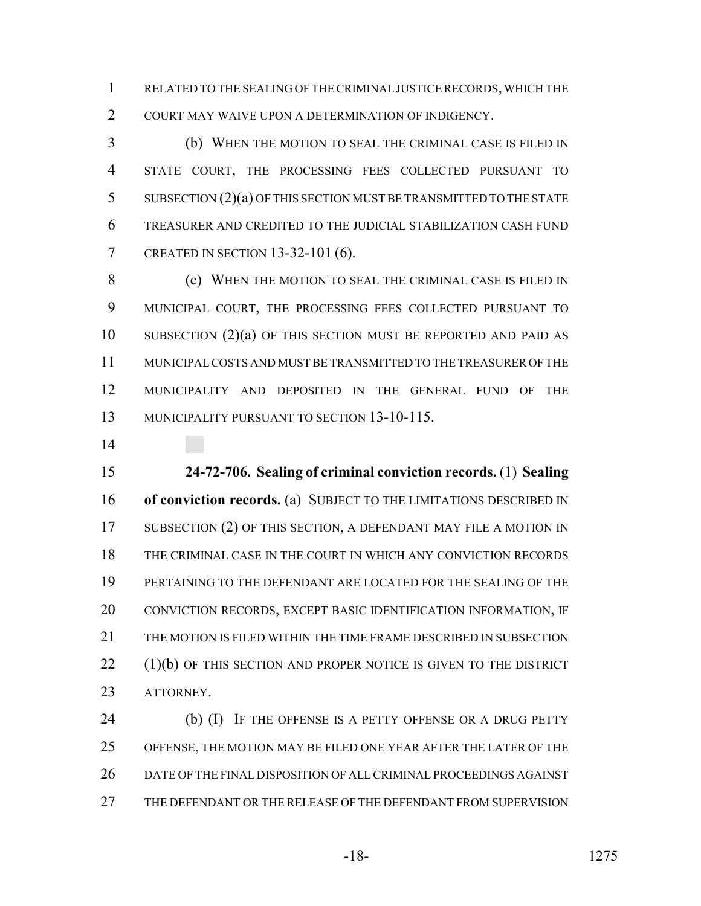RELATED TO THE SEALING OF THE CRIMINAL JUSTICE RECORDS, WHICH THE COURT MAY WAIVE UPON A DETERMINATION OF INDIGENCY.

(b) WHEN THE MOTION TO SEAL THE CRIMINAL CASE IS FILED IN STATE COURT, THE PROCESSING FEES COLLECTED PURSUANT TO SUBSECTION (2)(a) OF THIS SECTION MUST BE TRANSMITTED TO THE STATE TREASURER AND CREDITED TO THE JUDICIAL STABILIZATION CASH FUND CREATED IN SECTION 13-32-101 (6).

(c) WHEN THE MOTION TO SEAL THE CRIMINAL CASE IS FILED IN MUNICIPAL COURT, THE PROCESSING FEES COLLECTED PURSUANT TO SUBSECTION (2)(a) OF THIS SECTION MUST BE REPORTED AND PAID AS MUNICIPAL COSTS AND MUST BE TRANSMITTED TO THE TREASURER OF THE MUNICIPALITY AND DEPOSITED IN THE GENERAL FUND OF THE MUNICIPALITY PURSUANT TO SECTION 13-10-115.

**24-72-706. Sealing of criminal conviction records.** (1) **Sealing of conviction records.** (a) SUBJECT TO THE LIMITATIONS DESCRIBED IN SUBSECTION (2) OF THIS SECTION, A DEFENDANT MAY FILE A MOTION IN THE CRIMINAL CASE IN THE COURT IN WHICH ANY CONVICTION RECORDS PERTAINING TO THE DEFENDANT ARE LOCATED FOR THE SEALING OF THE CONVICTION RECORDS, EXCEPT BASIC IDENTIFICATION INFORMATION, IF THE MOTION IS FILED WITHIN THE TIME FRAME DESCRIBED IN SUBSECTION (1)(b) OF THIS SECTION AND PROPER NOTICE IS GIVEN TO THE DISTRICT ATTORNEY.

(b) (I) IF THE OFFENSE IS A PETTY OFFENSE OR A DRUG PETTY OFFENSE, THE MOTION MAY BE FILED ONE YEAR AFTER THE LATER OF THE DATE OF THE FINAL DISPOSITION OF ALL CRIMINAL PROCEEDINGS AGAINST THE DEFENDANT OR THE RELEASE OF THE DEFENDANT FROM SUPERVISION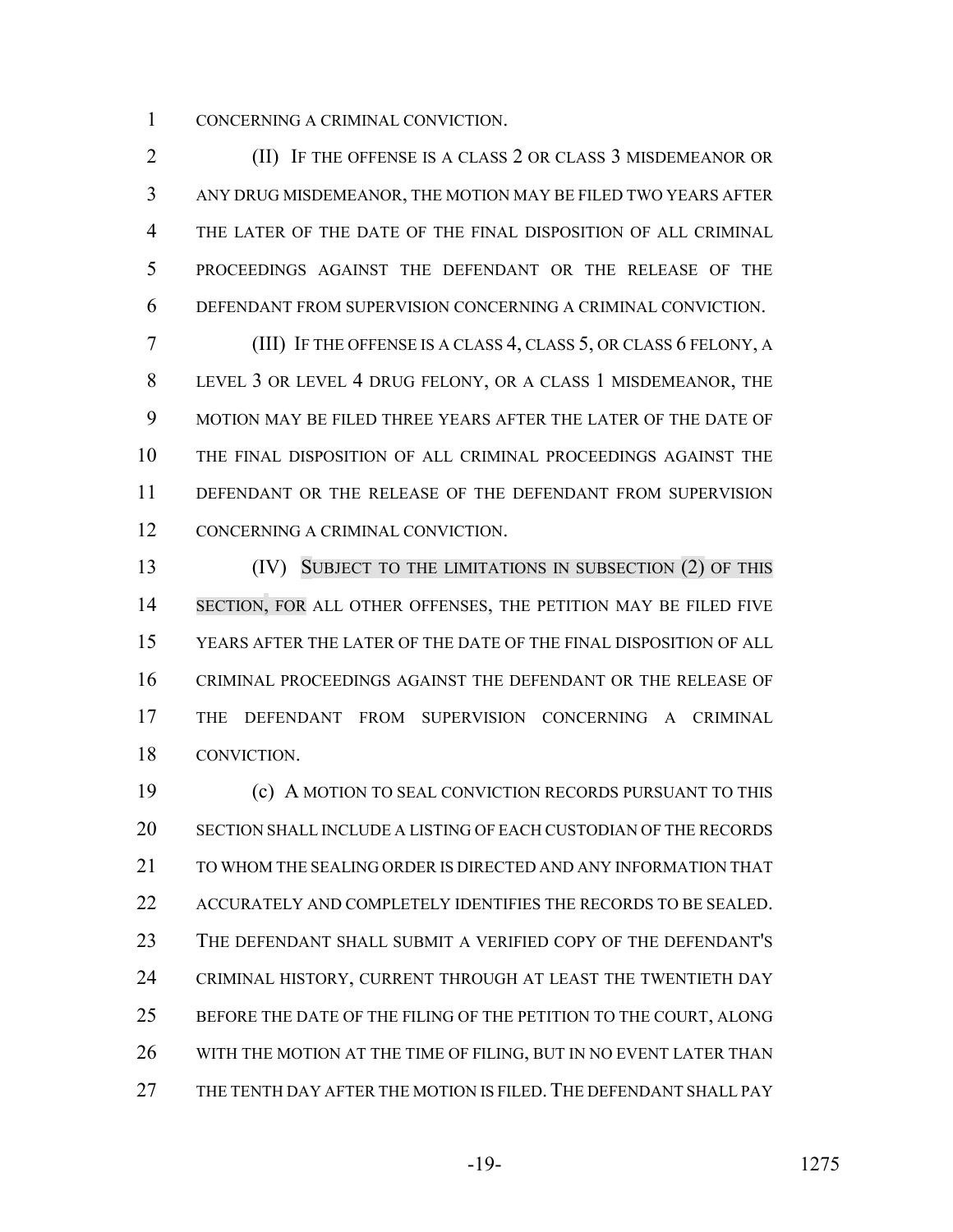CONCERNING A CRIMINAL CONVICTION.

(II) IF THE OFFENSE IS A CLASS 2 OR CLASS 3 MISDEMEANOR OR ANY DRUG MISDEMEANOR, THE MOTION MAY BE FILED TWO YEARS AFTER THE LATER OF THE DATE OF THE FINAL DISPOSITION OF ALL CRIMINAL PROCEEDINGS AGAINST THE DEFENDANT OR THE RELEASE OF THE DEFENDANT FROM SUPERVISION CONCERNING A CRIMINAL CONVICTION.

(III) IF THE OFFENSE IS A CLASS 4, CLASS 5, OR CLASS 6 FELONY, A LEVEL 3 OR LEVEL 4 DRUG FELONY, OR A CLASS 1 MISDEMEANOR, THE MOTION MAY BE FILED THREE YEARS AFTER THE LATER OF THE DATE OF THE FINAL DISPOSITION OF ALL CRIMINAL PROCEEDINGS AGAINST THE DEFENDANT OR THE RELEASE OF THE DEFENDANT FROM SUPERVISION CONCERNING A CRIMINAL CONVICTION.

(IV) SUBJECT TO THE LIMITATIONS IN SUBSECTION (2) OF THIS SECTION, FOR ALL OTHER OFFENSES, THE PETITION MAY BE FILED FIVE YEARS AFTER THE LATER OF THE DATE OF THE FINAL DISPOSITION OF ALL CRIMINAL PROCEEDINGS AGAINST THE DEFENDANT OR THE RELEASE OF THE DEFENDANT FROM SUPERVISION CONCERNING A CRIMINAL CONVICTION.

(c) A MOTION TO SEAL CONVICTION RECORDS PURSUANT TO THIS SECTION SHALL INCLUDE A LISTING OF EACH CUSTODIAN OF THE RECORDS TO WHOM THE SEALING ORDER IS DIRECTED AND ANY INFORMATION THAT ACCURATELY AND COMPLETELY IDENTIFIES THE RECORDS TO BE SEALED. THE DEFENDANT SHALL SUBMIT A VERIFIED COPY OF THE DEFENDANT'S CRIMINAL HISTORY, CURRENT THROUGH AT LEAST THE TWENTIETH DAY BEFORE THE DATE OF THE FILING OF THE PETITION TO THE COURT, ALONG WITH THE MOTION AT THE TIME OF FILING, BUT IN NO EVENT LATER THAN THE TENTH DAY AFTER THE MOTION IS FILED. THE DEFENDANT SHALL PAY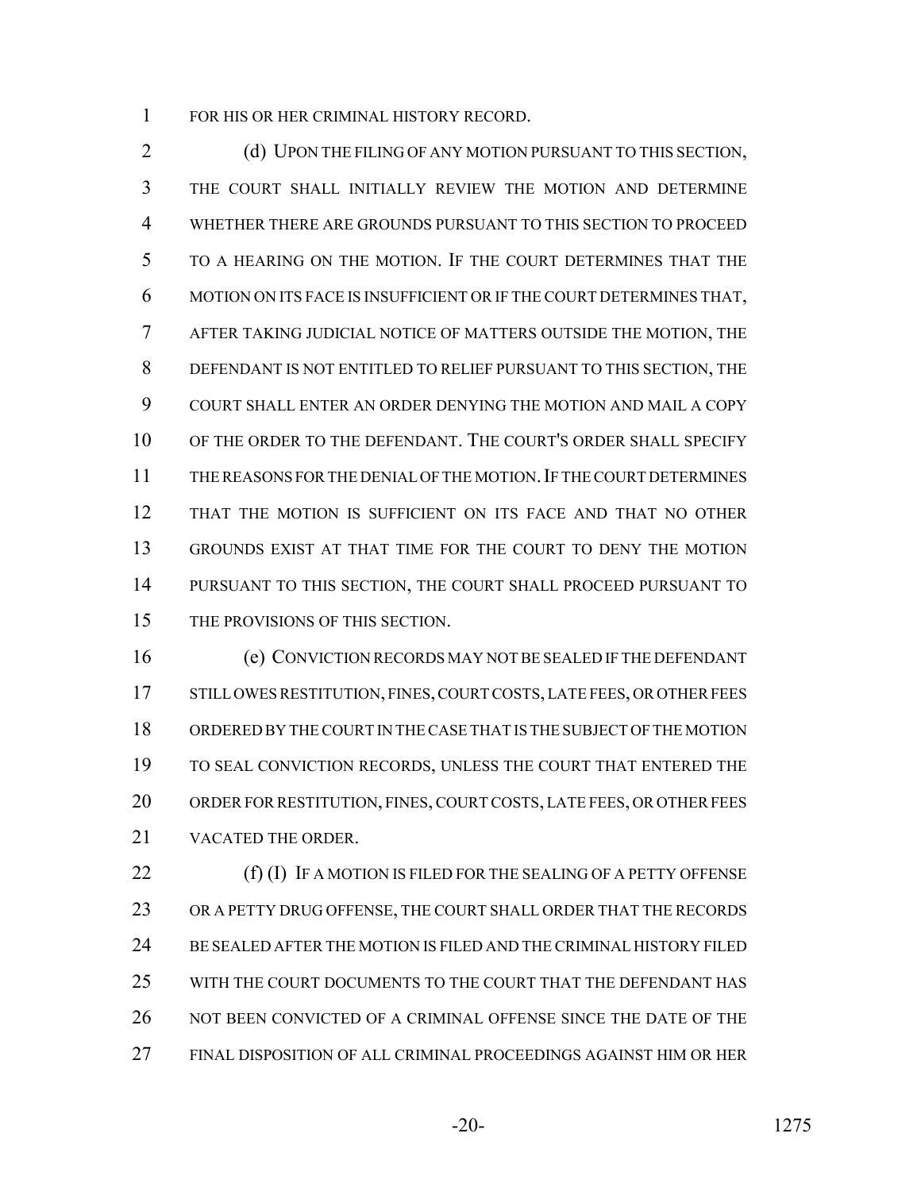FOR HIS OR HER CRIMINAL HISTORY RECORD.

(d) UPON THE FILING OF ANY MOTION PURSUANT TO THIS SECTION, THE COURT SHALL INITIALLY REVIEW THE MOTION AND DETERMINE WHETHER THERE ARE GROUNDS PURSUANT TO THIS SECTION TO PROCEED TO A HEARING ON THE MOTION. IF THE COURT DETERMINES THAT THE MOTION ON ITS FACE IS INSUFFICIENT OR IF THE COURT DETERMINES THAT, AFTER TAKING JUDICIAL NOTICE OF MATTERS OUTSIDE THE MOTION, THE DEFENDANT IS NOT ENTITLED TO RELIEF PURSUANT TO THIS SECTION, THE COURT SHALL ENTER AN ORDER DENYING THE MOTION AND MAIL A COPY OF THE ORDER TO THE DEFENDANT. THE COURT'S ORDER SHALL SPECIFY THE REASONS FOR THE DENIAL OF THE MOTION. IF THE COURT DETERMINES THAT THE MOTION IS SUFFICIENT ON ITS FACE AND THAT NO OTHER GROUNDS EXIST AT THAT TIME FOR THE COURT TO DENY THE MOTION PURSUANT TO THIS SECTION, THE COURT SHALL PROCEED PURSUANT TO THE PROVISIONS OF THIS SECTION.

(e) CONVICTION RECORDS MAY NOT BE SEALED IF THE DEFENDANT STILL OWES RESTITUTION, FINES, COURT COSTS, LATE FEES, OR OTHER FEES ORDERED BY THE COURT IN THE CASE THAT IS THE SUBJECT OF THE MOTION TO SEAL CONVICTION RECORDS, UNLESS THE COURT THAT ENTERED THE ORDER FOR RESTITUTION, FINES, COURT COSTS, LATE FEES, OR OTHER FEES VACATED THE ORDER.

(f) (I) IF A MOTION IS FILED FOR THE SEALING OF A PETTY OFFENSE OR A PETTY DRUG OFFENSE, THE COURT SHALL ORDER THAT THE RECORDS BE SEALED AFTER THE MOTION IS FILED AND THE CRIMINAL HISTORY FILED WITH THE COURT DOCUMENTS TO THE COURT THAT THE DEFENDANT HAS NOT BEEN CONVICTED OF A CRIMINAL OFFENSE SINCE THE DATE OF THE FINAL DISPOSITION OF ALL CRIMINAL PROCEEDINGS AGAINST HIM OR HER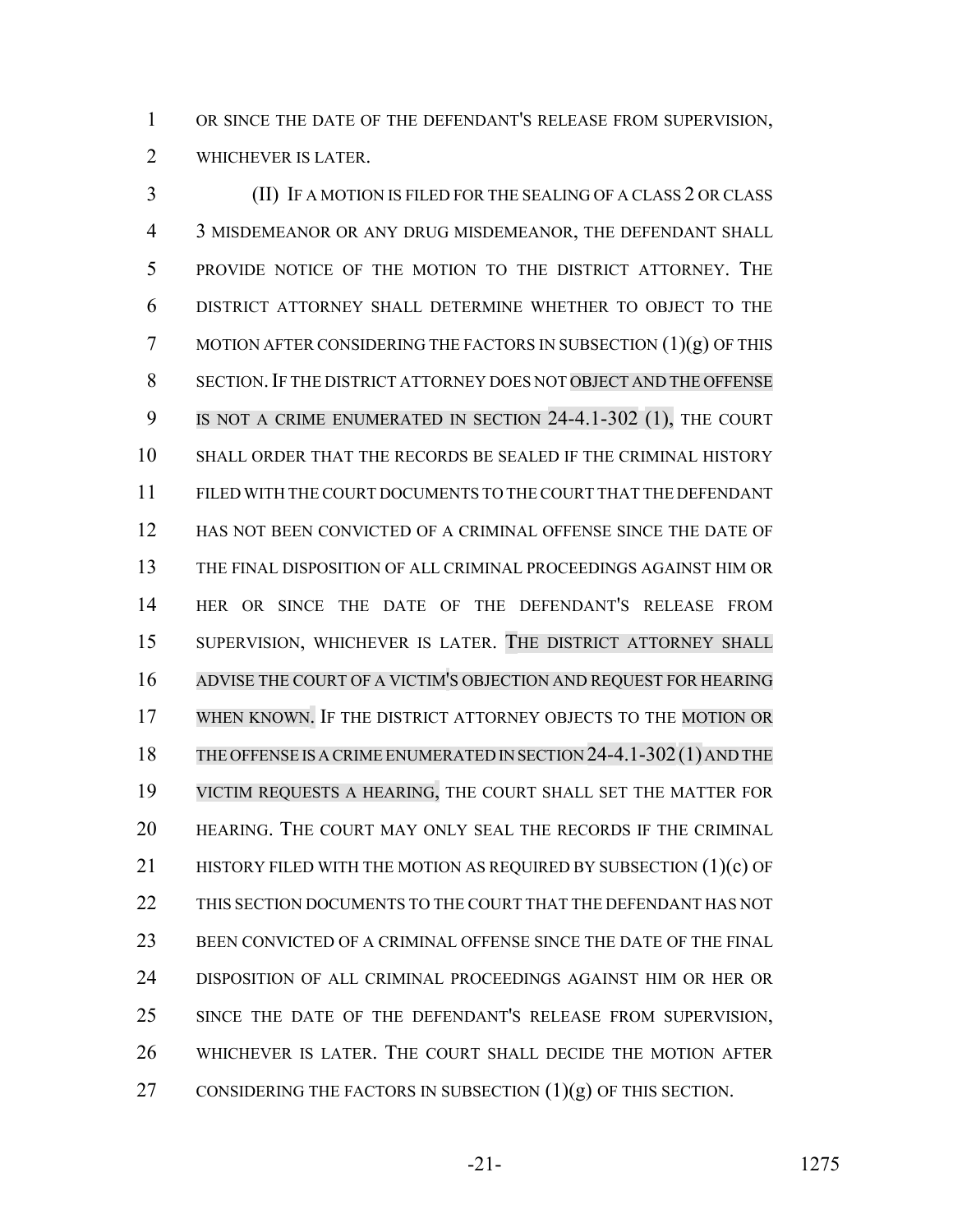OR SINCE THE DATE OF THE DEFENDANT'S RELEASE FROM SUPERVISION, WHICHEVER IS LATER.

(II) IF A MOTION IS FILED FOR THE SEALING OF A CLASS 2 OR CLASS 3 MISDEMEANOR OR ANY DRUG MISDEMEANOR, THE DEFENDANT SHALL PROVIDE NOTICE OF THE MOTION TO THE DISTRICT ATTORNEY. THE DISTRICT ATTORNEY SHALL DETERMINE WHETHER TO OBJECT TO THE MOTION AFTER CONSIDERING THE FACTORS IN SUBSECTION (1)(g) OF THIS SECTION. IF THE DISTRICT ATTORNEY DOES NOT OBJECT AND THE OFFENSE IS NOT A CRIME ENUMERATED IN SECTION 24-4.1-302 (1), THE COURT SHALL ORDER THAT THE RECORDS BE SEALED IF THE CRIMINAL HISTORY FILED WITH THE COURT DOCUMENTS TO THE COURT THAT THE DEFENDANT HAS NOT BEEN CONVICTED OF A CRIMINAL OFFENSE SINCE THE DATE OF THE FINAL DISPOSITION OF ALL CRIMINAL PROCEEDINGS AGAINST HIM OR HER OR SINCE THE DATE OF THE DEFENDANT'S RELEASE FROM SUPERVISION, WHICHEVER IS LATER. THE DISTRICT ATTORNEY SHALL ADVISE THE COURT OF A VICTIM'S OBJECTION AND REQUEST FOR HEARING WHEN KNOWN. IF THE DISTRICT ATTORNEY OBJECTS TO THE MOTION OR THE OFFENSE IS A CRIME ENUMERATED IN SECTION 24-4.1-302 (1) AND THE VICTIM REQUESTS A HEARING, THE COURT SHALL SET THE MATTER FOR HEARING. THE COURT MAY ONLY SEAL THE RECORDS IF THE CRIMINAL HISTORY FILED WITH THE MOTION AS REQUIRED BY SUBSECTION (1)(c) OF THIS SECTION DOCUMENTS TO THE COURT THAT THE DEFENDANT HAS NOT BEEN CONVICTED OF A CRIMINAL OFFENSE SINCE THE DATE OF THE FINAL DISPOSITION OF ALL CRIMINAL PROCEEDINGS AGAINST HIM OR HER OR SINCE THE DATE OF THE DEFENDANT'S RELEASE FROM SUPERVISION, WHICHEVER IS LATER. THE COURT SHALL DECIDE THE MOTION AFTER CONSIDERING THE FACTORS IN SUBSECTION (1)(g) OF THIS SECTION.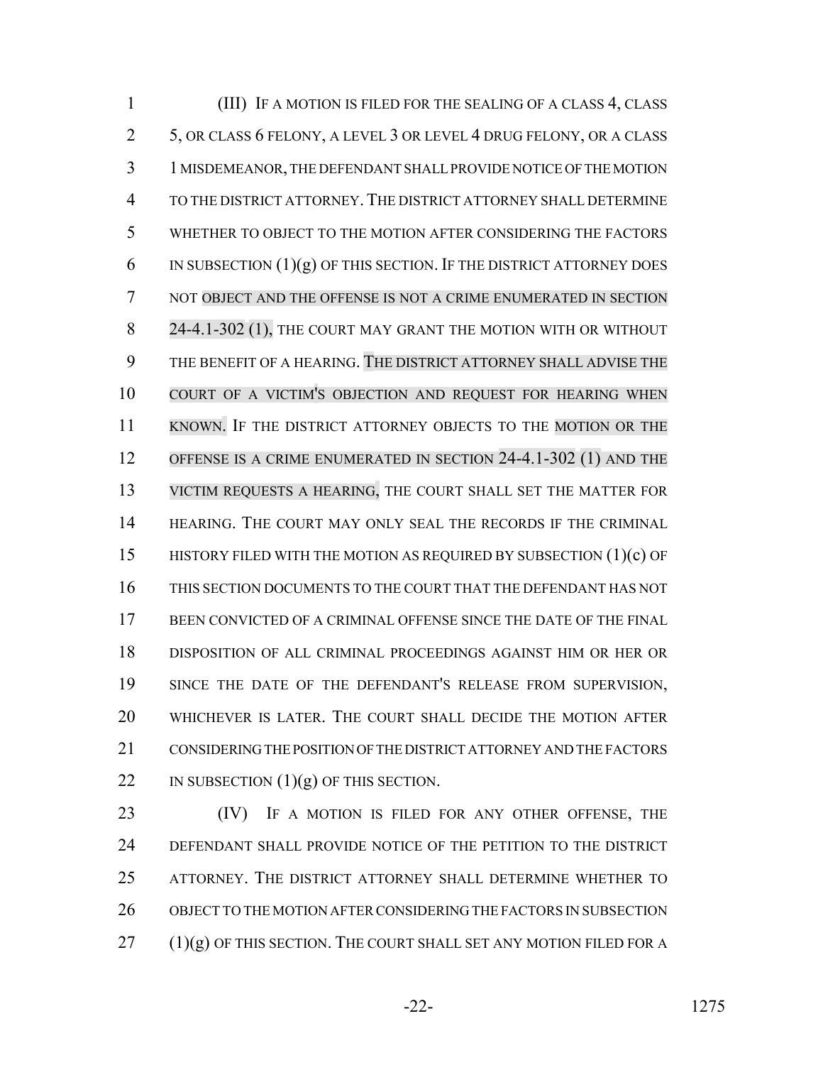(III) IF A MOTION IS FILED FOR THE SEALING OF A CLASS 4, CLASS 5, OR CLASS 6 FELONY, A LEVEL 3 OR LEVEL 4 DRUG FELONY, OR A CLASS 1 MISDEMEANOR, THE DEFENDANT SHALL PROVIDE NOTICE OF THE MOTION TO THE DISTRICT ATTORNEY. THE DISTRICT ATTORNEY SHALL DETERMINE WHETHER TO OBJECT TO THE MOTION AFTER CONSIDERING THE FACTORS IN SUBSECTION (1)(g) OF THIS SECTION. IF THE DISTRICT ATTORNEY DOES NOT OBJECT AND THE OFFENSE IS NOT A CRIME ENUMERATED IN SECTION 24-4.1-302 (1), THE COURT MAY GRANT THE MOTION WITH OR WITHOUT THE BENEFIT OF A HEARING. THE DISTRICT ATTORNEY SHALL ADVISE THE COURT OF A VICTIM'S OBJECTION AND REQUEST FOR HEARING WHEN KNOWN. IF THE DISTRICT ATTORNEY OBJECTS TO THE MOTION OR THE OFFENSE IS A CRIME ENUMERATED IN SECTION 24-4.1-302 (1) AND THE VICTIM REQUESTS A HEARING, THE COURT SHALL SET THE MATTER FOR HEARING. THE COURT MAY ONLY SEAL THE RECORDS IF THE CRIMINAL HISTORY FILED WITH THE MOTION AS REQUIRED BY SUBSECTION (1)(c) OF THIS SECTION DOCUMENTS TO THE COURT THAT THE DEFENDANT HAS NOT BEEN CONVICTED OF A CRIMINAL OFFENSE SINCE THE DATE OF THE FINAL DISPOSITION OF ALL CRIMINAL PROCEEDINGS AGAINST HIM OR HER OR SINCE THE DATE OF THE DEFENDANT'S RELEASE FROM SUPERVISION, WHICHEVER IS LATER. THE COURT SHALL DECIDE THE MOTION AFTER CONSIDERING THE POSITION OF THE DISTRICT ATTORNEY AND THE FACTORS IN SUBSECTION (1)(g) OF THIS SECTION.

(IV) IF A MOTION IS FILED FOR ANY OTHER OFFENSE, THE DEFENDANT SHALL PROVIDE NOTICE OF THE PETITION TO THE DISTRICT ATTORNEY. THE DISTRICT ATTORNEY SHALL DETERMINE WHETHER TO OBJECT TO THE MOTION AFTER CONSIDERING THE FACTORS IN SUBSECTION (1)(g) OF THIS SECTION. THE COURT SHALL SET ANY MOTION FILED FOR A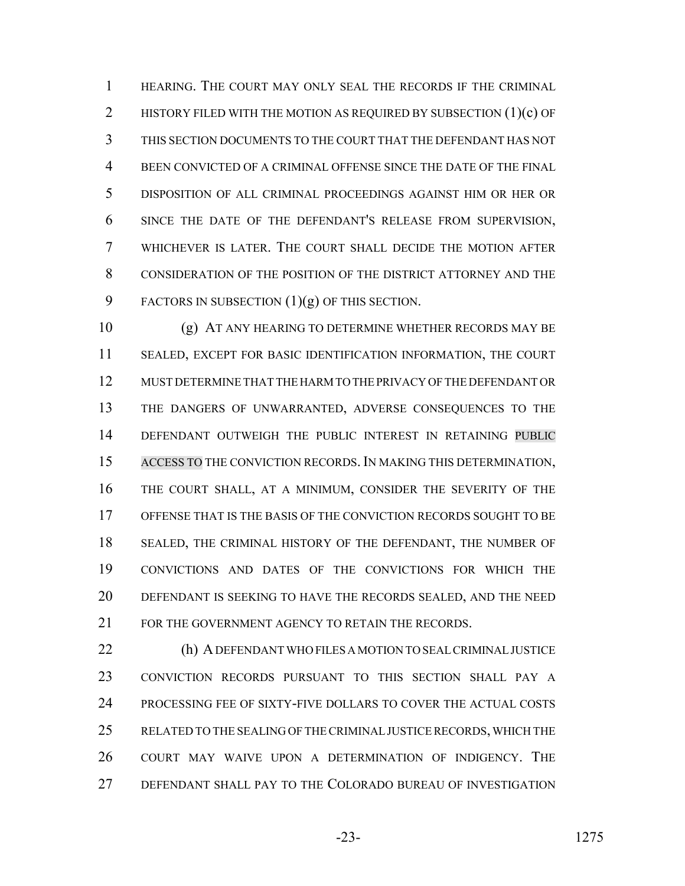HEARING. THE COURT MAY ONLY SEAL THE RECORDS IF THE CRIMINAL HISTORY FILED WITH THE MOTION AS REQUIRED BY SUBSECTION (1)(c) OF THIS SECTION DOCUMENTS TO THE COURT THAT THE DEFENDANT HAS NOT BEEN CONVICTED OF A CRIMINAL OFFENSE SINCE THE DATE OF THE FINAL DISPOSITION OF ALL CRIMINAL PROCEEDINGS AGAINST HIM OR HER OR SINCE THE DATE OF THE DEFENDANT'S RELEASE FROM SUPERVISION, WHICHEVER IS LATER. THE COURT SHALL DECIDE THE MOTION AFTER CONSIDERATION OF THE POSITION OF THE DISTRICT ATTORNEY AND THE FACTORS IN SUBSECTION (1)(g) OF THIS SECTION.

(g) AT ANY HEARING TO DETERMINE WHETHER RECORDS MAY BE SEALED, EXCEPT FOR BASIC IDENTIFICATION INFORMATION, THE COURT MUST DETERMINE THAT THE HARM TO THE PRIVACY OF THE DEFENDANT OR THE DANGERS OF UNWARRANTED, ADVERSE CONSEQUENCES TO THE DEFENDANT OUTWEIGH THE PUBLIC INTEREST IN RETAINING PUBLIC ACCESS TO THE CONVICTION RECORDS. IN MAKING THIS DETERMINATION, THE COURT SHALL, AT A MINIMUM, CONSIDER THE SEVERITY OF THE OFFENSE THAT IS THE BASIS OF THE CONVICTION RECORDS SOUGHT TO BE SEALED, THE CRIMINAL HISTORY OF THE DEFENDANT, THE NUMBER OF CONVICTIONS AND DATES OF THE CONVICTIONS FOR WHICH THE DEFENDANT IS SEEKING TO HAVE THE RECORDS SEALED, AND THE NEED FOR THE GOVERNMENT AGENCY TO RETAIN THE RECORDS.

(h) A DEFENDANT WHO FILES A MOTION TO SEAL CRIMINAL JUSTICE CONVICTION RECORDS PURSUANT TO THIS SECTION SHALL PAY A PROCESSING FEE OF SIXTY-FIVE DOLLARS TO COVER THE ACTUAL COSTS RELATED TO THE SEALING OF THE CRIMINAL JUSTICE RECORDS, WHICH THE COURT MAY WAIVE UPON A DETERMINATION OF INDIGENCY. THE DEFENDANT SHALL PAY TO THE COLORADO BUREAU OF INVESTIGATION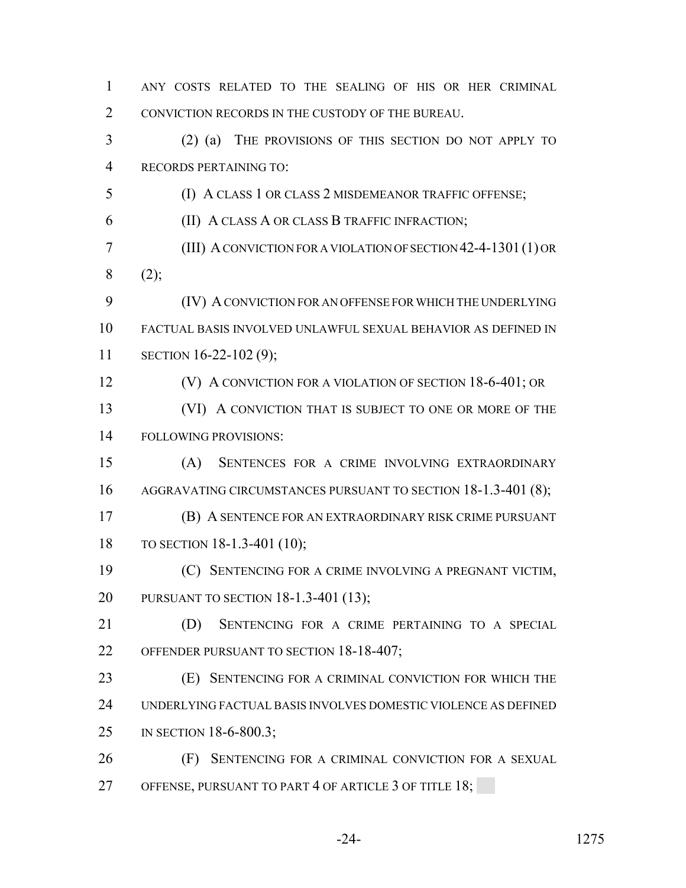ANY COSTS RELATED TO THE SEALING OF HIS OR HER CRIMINAL CONVICTION RECORDS IN THE CUSTODY OF THE BUREAU.

(2) (a) THE PROVISIONS OF THIS SECTION DO NOT APPLY TO RECORDS PERTAINING TO:

(I) A CLASS 1 OR CLASS 2 MISDEMEANOR TRAFFIC OFFENSE;

(II) A CLASS A OR CLASS B TRAFFIC INFRACTION;

(III) A CONVICTION FOR A VIOLATION OF SECTION 42-4-1301 (1) OR (2);

(IV) A CONVICTION FOR AN OFFENSE FOR WHICH THE UNDERLYING FACTUAL BASIS INVOLVED UNLAWFUL SEXUAL BEHAVIOR AS DEFINED IN SECTION 16-22-102 (9);

(V) A CONVICTION FOR A VIOLATION OF SECTION 18-6-401; OR

(VI) A CONVICTION THAT IS SUBJECT TO ONE OR MORE OF THE FOLLOWING PROVISIONS:

(A) SENTENCES FOR A CRIME INVOLVING EXTRAORDINARY AGGRAVATING CIRCUMSTANCES PURSUANT TO SECTION 18-1.3-401 (8);

(B) A SENTENCE FOR AN EXTRAORDINARY RISK CRIME PURSUANT TO SECTION 18-1.3-401 (10);

(C) SENTENCING FOR A CRIME INVOLVING A PREGNANT VICTIM, PURSUANT TO SECTION 18-1.3-401 (13);

(D) SENTENCING FOR A CRIME PERTAINING TO A SPECIAL OFFENDER PURSUANT TO SECTION 18-18-407;

(E) SENTENCING FOR A CRIMINAL CONVICTION FOR WHICH THE UNDERLYING FACTUAL BASIS INVOLVES DOMESTIC VIOLENCE AS DEFINED IN SECTION 18-6-800.3;

(F) SENTENCING FOR A CRIMINAL CONVICTION FOR A SEXUAL OFFENSE, PURSUANT TO PART 4 OF ARTICLE 3 OF TITLE 18;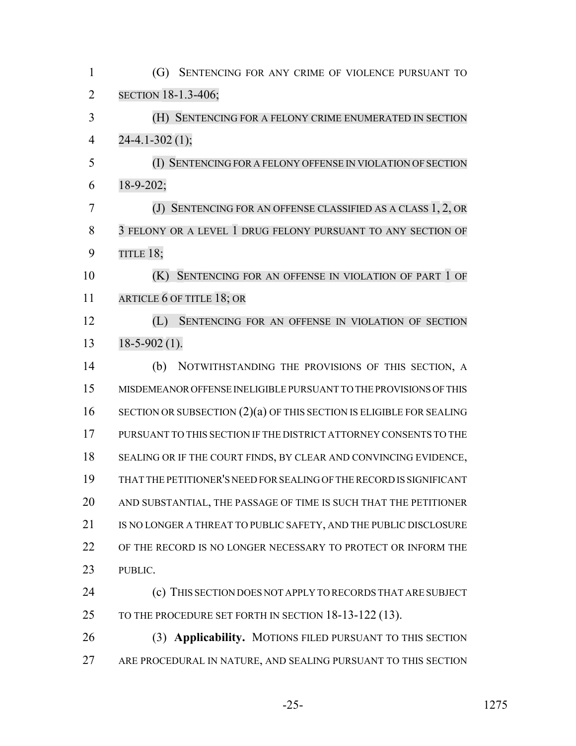(G) SENTENCING FOR ANY CRIME OF VIOLENCE PURSUANT TO SECTION 18-1.3-406;

(H) SENTENCING FOR A FELONY CRIME ENUMERATED IN SECTION 24-4.1-302 (1);

(I) SENTENCING FOR A FELONY OFFENSE IN VIOLATION OF SECTION 18-9-202;

(J) SENTENCING FOR AN OFFENSE CLASSIFIED AS A CLASS 1, 2, OR 3 FELONY OR A LEVEL 1 DRUG FELONY PURSUANT TO ANY SECTION OF TITLE 18;

(K) SENTENCING FOR AN OFFENSE IN VIOLATION OF PART 1 OF ARTICLE 6 OF TITLE 18; OR

(L) SENTENCING FOR AN OFFENSE IN VIOLATION OF SECTION 18-5-902 (1).

(b) NOTWITHSTANDING THE PROVISIONS OF THIS SECTION, A MISDEMEANOR OFFENSE INELIGIBLE PURSUANT TO THE PROVISIONS OF THIS SECTION OR SUBSECTION (2)(a) OF THIS SECTION IS ELIGIBLE FOR SEALING PURSUANT TO THIS SECTION IF THE DISTRICT ATTORNEY CONSENTS TO THE SEALING OR IF THE COURT FINDS, BY CLEAR AND CONVINCING EVIDENCE, THAT THE PETITIONER'S NEED FOR SEALING OF THE RECORD IS SIGNIFICANT AND SUBSTANTIAL, THE PASSAGE OF TIME IS SUCH THAT THE PETITIONER IS NO LONGER A THREAT TO PUBLIC SAFETY, AND THE PUBLIC DISCLOSURE OF THE RECORD IS NO LONGER NECESSARY TO PROTECT OR INFORM THE PUBLIC.

(c) THIS SECTION DOES NOT APPLY TO RECORDS THAT ARE SUBJECT TO THE PROCEDURE SET FORTH IN SECTION 18-13-122 (13).

(3) **Applicability.** MOTIONS FILED PURSUANT TO THIS SECTION ARE PROCEDURAL IN NATURE, AND SEALING PURSUANT TO THIS SECTION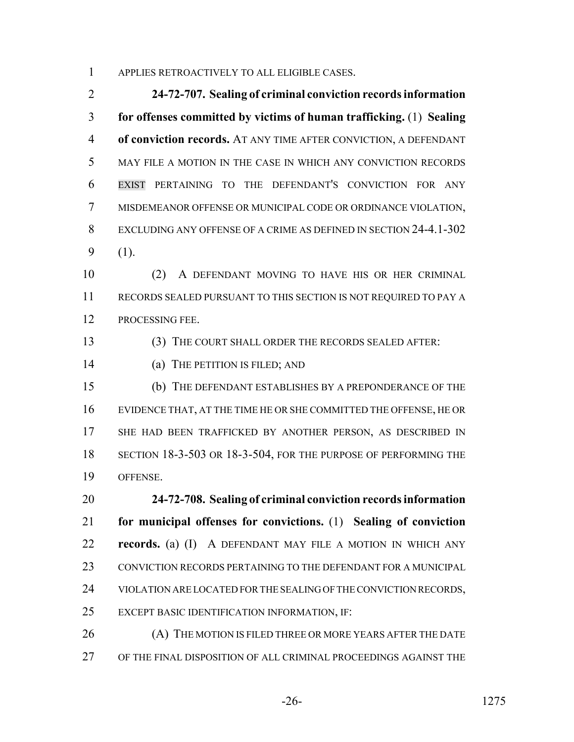APPLIES RETROACTIVELY TO ALL ELIGIBLE CASES.

**24-72-707. Sealing of criminal conviction records information for offenses committed by victims of human trafficking.** (1) **Sealing of conviction records.** AT ANY TIME AFTER CONVICTION, A DEFENDANT MAY FILE A MOTION IN THE CASE IN WHICH ANY CONVICTION RECORDS EXIST PERTAINING TO THE DEFENDANT'S CONVICTION FOR ANY MISDEMEANOR OFFENSE OR MUNICIPAL CODE OR ORDINANCE VIOLATION, EXCLUDING ANY OFFENSE OF A CRIME AS DEFINED IN SECTION 24-4.1-302 (1).

(2) A DEFENDANT MOVING TO HAVE HIS OR HER CRIMINAL RECORDS SEALED PURSUANT TO THIS SECTION IS NOT REQUIRED TO PAY A PROCESSING FEE.

(3) THE COURT SHALL ORDER THE RECORDS SEALED AFTER:

(a) THE PETITION IS FILED; AND

(b) THE DEFENDANT ESTABLISHES BY A PREPONDERANCE OF THE EVIDENCE THAT, AT THE TIME HE OR SHE COMMITTED THE OFFENSE, HE OR SHE HAD BEEN TRAFFICKED BY ANOTHER PERSON, AS DESCRIBED IN SECTION 18-3-503 OR 18-3-504, FOR THE PURPOSE OF PERFORMING THE OFFENSE.

**24-72-708. Sealing of criminal conviction records information for municipal offenses for convictions.** (1) **Sealing of conviction records.** (a) (I) A DEFENDANT MAY FILE A MOTION IN WHICH ANY CONVICTION RECORDS PERTAINING TO THE DEFENDANT FOR A MUNICIPAL VIOLATION ARE LOCATED FOR THE SEALING OF THE CONVICTION RECORDS, EXCEPT BASIC IDENTIFICATION INFORMATION, IF:

(A) THE MOTION IS FILED THREE OR MORE YEARS AFTER THE DATE OF THE FINAL DISPOSITION OF ALL CRIMINAL PROCEEDINGS AGAINST THE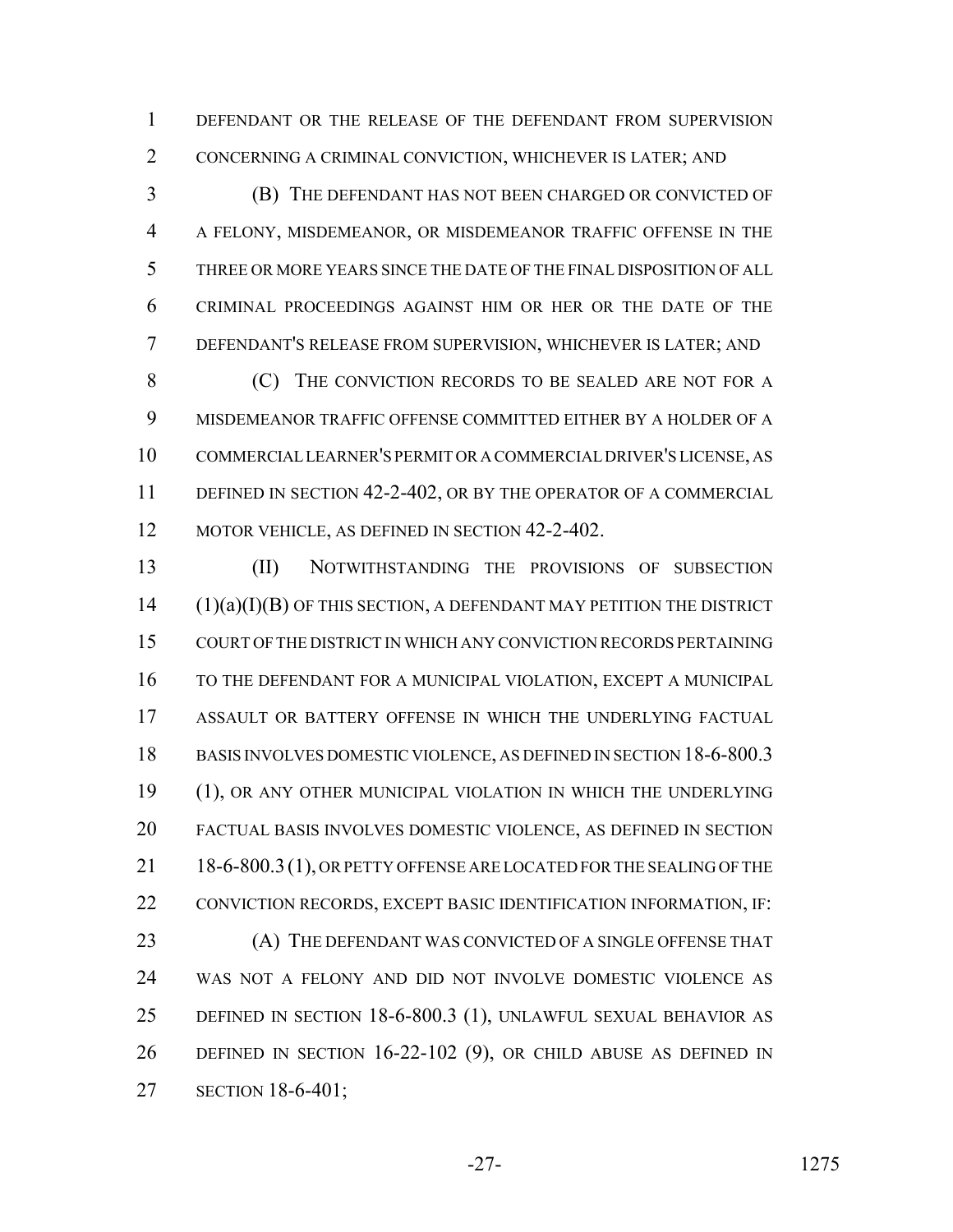DEFENDANT OR THE RELEASE OF THE DEFENDANT FROM SUPERVISION CONCERNING A CRIMINAL CONVICTION, WHICHEVER IS LATER; AND

(B) THE DEFENDANT HAS NOT BEEN CHARGED OR CONVICTED OF A FELONY, MISDEMEANOR, OR MISDEMEANOR TRAFFIC OFFENSE IN THE THREE OR MORE YEARS SINCE THE DATE OF THE FINAL DISPOSITION OF ALL CRIMINAL PROCEEDINGS AGAINST HIM OR HER OR THE DATE OF THE DEFENDANT'S RELEASE FROM SUPERVISION, WHICHEVER IS LATER; AND

(C) THE CONVICTION RECORDS TO BE SEALED ARE NOT FOR A MISDEMEANOR TRAFFIC OFFENSE COMMITTED EITHER BY A HOLDER OF A COMMERCIAL LEARNER'S PERMIT OR A COMMERCIAL DRIVER'S LICENSE, AS DEFINED IN SECTION 42-2-402, OR BY THE OPERATOR OF A COMMERCIAL MOTOR VEHICLE, AS DEFINED IN SECTION 42-2-402.

(II) NOTWITHSTANDING THE PROVISIONS OF SUBSECTION (1)(a)(I)(B) OF THIS SECTION, A DEFENDANT MAY PETITION THE DISTRICT COURT OF THE DISTRICT IN WHICH ANY CONVICTION RECORDS PERTAINING TO THE DEFENDANT FOR A MUNICIPAL VIOLATION, EXCEPT A MUNICIPAL ASSAULT OR BATTERY OFFENSE IN WHICH THE UNDERLYING FACTUAL BASIS INVOLVES DOMESTIC VIOLENCE, AS DEFINED IN SECTION 18-6-800.3 (1), OR ANY OTHER MUNICIPAL VIOLATION IN WHICH THE UNDERLYING FACTUAL BASIS INVOLVES DOMESTIC VIOLENCE, AS DEFINED IN SECTION 18-6-800.3 (1), OR PETTY OFFENSE ARE LOCATED FOR THE SEALING OF THE CONVICTION RECORDS, EXCEPT BASIC IDENTIFICATION INFORMATION, IF:

(A) THE DEFENDANT WAS CONVICTED OF A SINGLE OFFENSE THAT WAS NOT A FELONY AND DID NOT INVOLVE DOMESTIC VIOLENCE AS DEFINED IN SECTION 18-6-800.3 (1), UNLAWFUL SEXUAL BEHAVIOR AS DEFINED IN SECTION 16-22-102 (9), OR CHILD ABUSE AS DEFINED IN SECTION 18-6-401;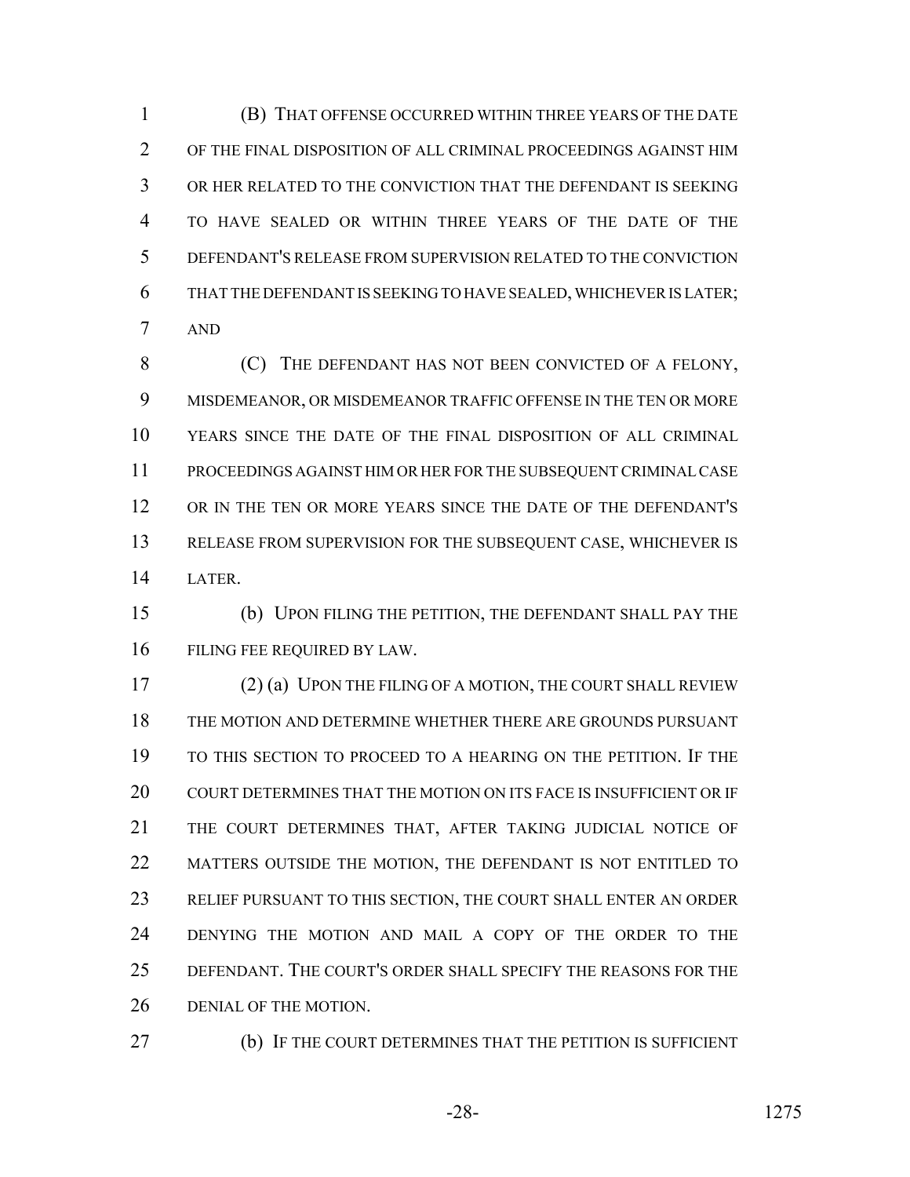(B) THAT OFFENSE OCCURRED WITHIN THREE YEARS OF THE DATE OF THE FINAL DISPOSITION OF ALL CRIMINAL PROCEEDINGS AGAINST HIM OR HER RELATED TO THE CONVICTION THAT THE DEFENDANT IS SEEKING TO HAVE SEALED OR WITHIN THREE YEARS OF THE DATE OF THE DEFENDANT'S RELEASE FROM SUPERVISION RELATED TO THE CONVICTION THAT THE DEFENDANT IS SEEKING TO HAVE SEALED, WHICHEVER IS LATER; AND

(C) THE DEFENDANT HAS NOT BEEN CONVICTED OF A FELONY, MISDEMEANOR, OR MISDEMEANOR TRAFFIC OFFENSE IN THE TEN OR MORE YEARS SINCE THE DATE OF THE FINAL DISPOSITION OF ALL CRIMINAL PROCEEDINGS AGAINST HIM OR HER FOR THE SUBSEQUENT CRIMINAL CASE OR IN THE TEN OR MORE YEARS SINCE THE DATE OF THE DEFENDANT'S RELEASE FROM SUPERVISION FOR THE SUBSEQUENT CASE, WHICHEVER IS LATER.

(b) UPON FILING THE PETITION, THE DEFENDANT SHALL PAY THE FILING FEE REQUIRED BY LAW.

(2) (a) UPON THE FILING OF A MOTION, THE COURT SHALL REVIEW THE MOTION AND DETERMINE WHETHER THERE ARE GROUNDS PURSUANT TO THIS SECTION TO PROCEED TO A HEARING ON THE PETITION. IF THE COURT DETERMINES THAT THE MOTION ON ITS FACE IS INSUFFICIENT OR IF THE COURT DETERMINES THAT, AFTER TAKING JUDICIAL NOTICE OF MATTERS OUTSIDE THE MOTION, THE DEFENDANT IS NOT ENTITLED TO RELIEF PURSUANT TO THIS SECTION, THE COURT SHALL ENTER AN ORDER DENYING THE MOTION AND MAIL A COPY OF THE ORDER TO THE DEFENDANT. THE COURT'S ORDER SHALL SPECIFY THE REASONS FOR THE DENIAL OF THE MOTION.

(b) IF THE COURT DETERMINES THAT THE PETITION IS SUFFICIENT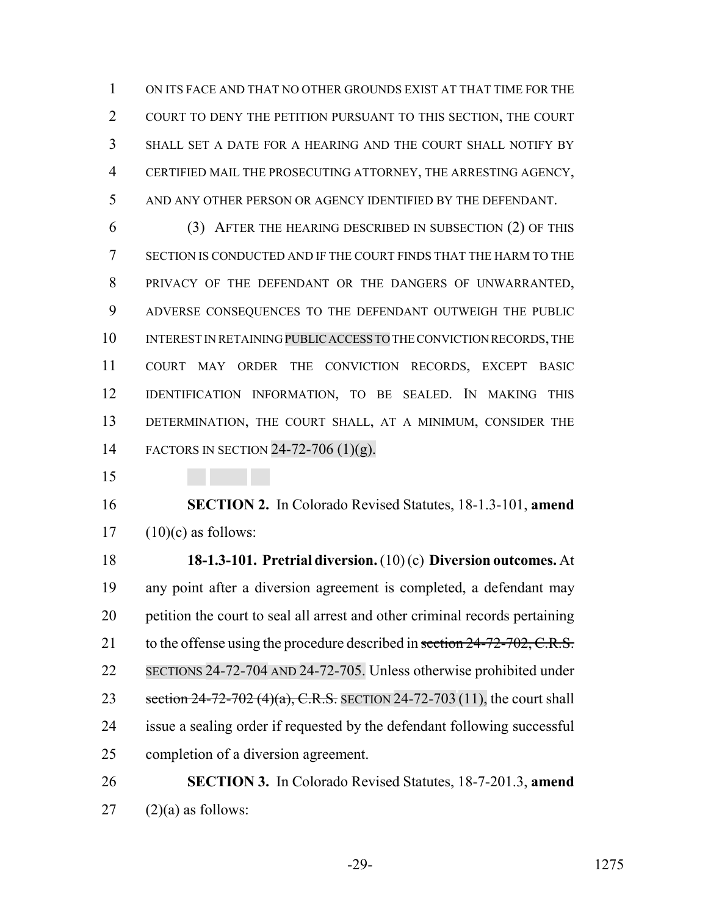ON ITS FACE AND THAT NO OTHER GROUNDS EXIST AT THAT TIME FOR THE COURT TO DENY THE PETITION PURSUANT TO THIS SECTION, THE COURT SHALL SET A DATE FOR A HEARING AND THE COURT SHALL NOTIFY BY CERTIFIED MAIL THE PROSECUTING ATTORNEY, THE ARRESTING AGENCY, AND ANY OTHER PERSON OR AGENCY IDENTIFIED BY THE DEFENDANT.

(3) AFTER THE HEARING DESCRIBED IN SUBSECTION (2) OF THIS SECTION IS CONDUCTED AND IF THE COURT FINDS THAT THE HARM TO THE PRIVACY OF THE DEFENDANT OR THE DANGERS OF UNWARRANTED, ADVERSE CONSEQUENCES TO THE DEFENDANT OUTWEIGH THE PUBLIC INTEREST IN RETAINING PUBLIC ACCESS TO THE CONVICTION RECORDS, THE COURT MAY ORDER THE CONVICTION RECORDS, EXCEPT BASIC IDENTIFICATION INFORMATION, TO BE SEALED. IN MAKING THIS DETERMINATION, THE COURT SHALL, AT A MINIMUM, CONSIDER THE FACTORS IN SECTION 24-72-706 (1)(g).

**SECTION 2.** In Colorado Revised Statutes, 18-1.3-101, **amend** (10)(c) as follows:

**18-1.3-101. Pretrial diversion.** (10) (c) **Diversion outcomes.** At any point after a diversion agreement is completed, a defendant may petition the court to seal all arrest and other criminal records pertaining to the offense using the procedure described in ~~section 24-72-702, C.R.S.~~ SECTIONS 24-72-704 AND 24-72-705. Unless otherwise prohibited under ~~section 24-72-702 (4)(a), C.R.S.~~ SECTION 24-72-703 (11), the court shall issue a sealing order if requested by the defendant following successful completion of a diversion agreement.

**SECTION 3.** In Colorado Revised Statutes, 18-7-201.3, **amend** (2)(a) as follows: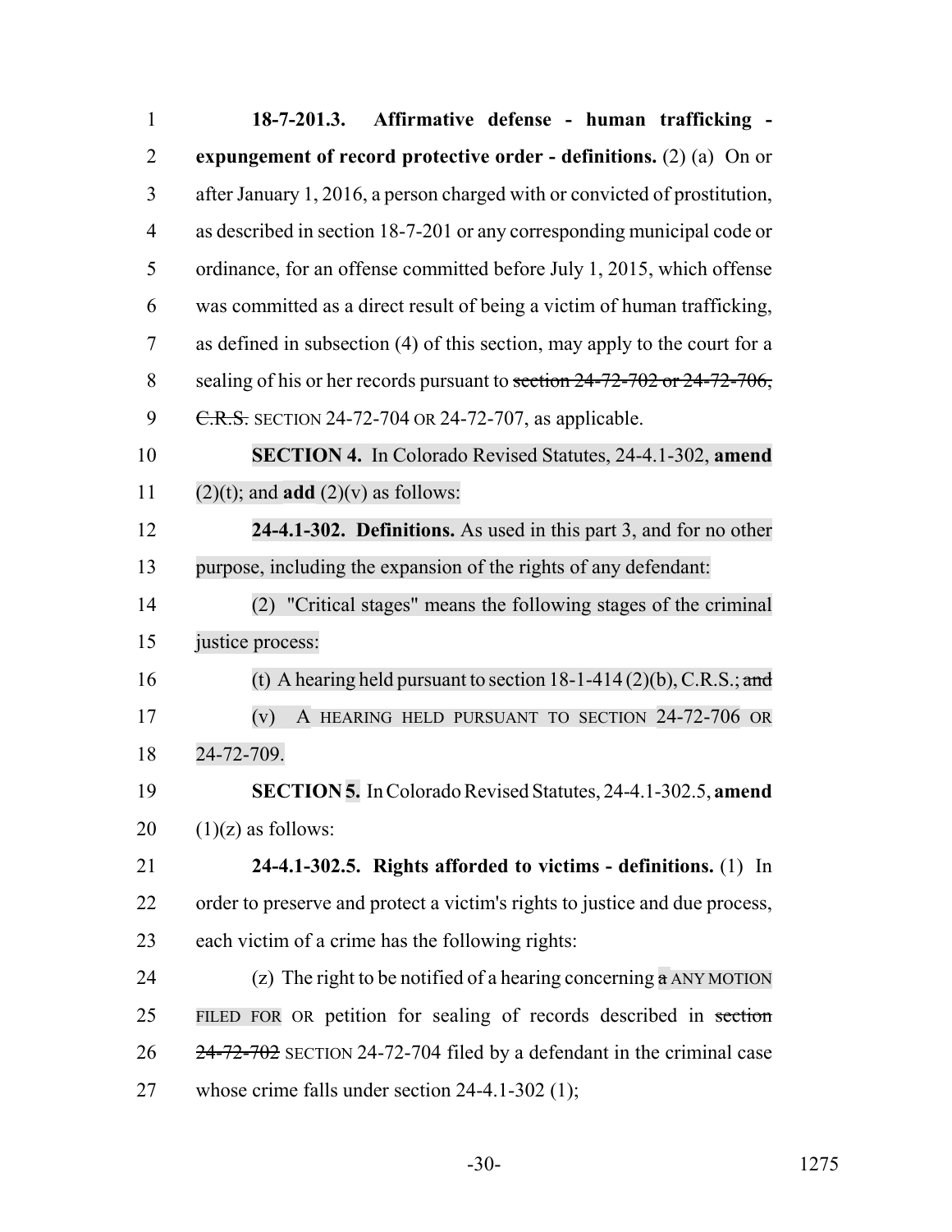**18-7-201.3. Affirmative defense - human trafficking - expungement of record protective order - definitions.** (2) (a) On or after January 1, 2016, a person charged with or convicted of prostitution, as described in section 18-7-201 or any corresponding municipal code or ordinance, for an offense committed before July 1, 2015, which offense was committed as a direct result of being a victim of human trafficking, as defined in subsection (4) of this section, may apply to the court for a sealing of his or her records pursuant to ~~section 24-72-702 or 24-72-706, C.R.S.~~ SECTION 24-72-704 OR 24-72-707, as applicable.

**SECTION 4.** In Colorado Revised Statutes, 24-4.1-302, **amend** (2)(t); and **add** (2)(v) as follows:

**24-4.1-302. Definitions.** As used in this part 3, and for no other purpose, including the expansion of the rights of any defendant:

(2) "Critical stages" means the following stages of the criminal justice process:

(t) A hearing held pursuant to section 18-1-414 (2)(b), C.R.S.; ~~and~~

(v) A HEARING HELD PURSUANT TO SECTION 24-72-706 OR 24-72-709.

**SECTION 5.** In Colorado Revised Statutes, 24-4.1-302.5, **amend** (1)(z) as follows:

**24-4.1-302.5. Rights afforded to victims - definitions.** (1) In order to preserve and protect a victim's rights to justice and due process, each victim of a crime has the following rights:

(z) The right to be notified of a hearing concerning ~~a~~ ANY MOTION FILED FOR OR petition for sealing of records described in ~~section 24-72-702~~ SECTION 24-72-704 filed by a defendant in the criminal case whose crime falls under section 24-4.1-302 (1);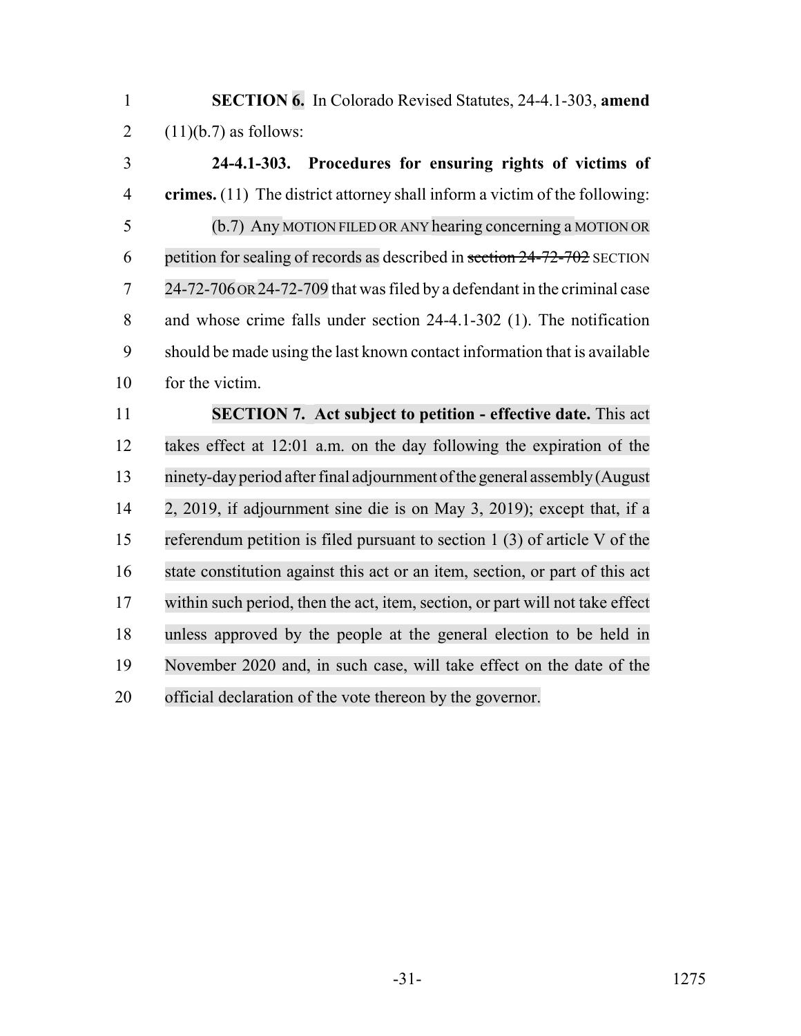**SECTION 6.** In Colorado Revised Statutes, 24-4.1-303, **amend** (11)(b.7) as follows:

**24-4.1-303. Procedures for ensuring rights of victims of crimes.** (11) The district attorney shall inform a victim of the following:

(b.7) Any MOTION FILED OR ANY hearing concerning a MOTION OR petition for sealing of records as described in ~~section 24-72-702~~ SECTION 24-72-706 OR 24-72-709 that was filed by a defendant in the criminal case and whose crime falls under section 24-4.1-302 (1). The notification should be made using the last known contact information that is available for the victim.

**SECTION 7. Act subject to petition - effective date.** This act takes effect at 12:01 a.m. on the day following the expiration of the ninety-day period after final adjournment of the general assembly (August 2, 2019, if adjournment sine die is on May 3, 2019); except that, if a referendum petition is filed pursuant to section 1 (3) of article V of the state constitution against this act or an item, section, or part of this act within such period, then the act, item, section, or part will not take effect unless approved by the people at the general election to be held in November 2020 and, in such case, will take effect on the date of the official declaration of the vote thereon by the governor.